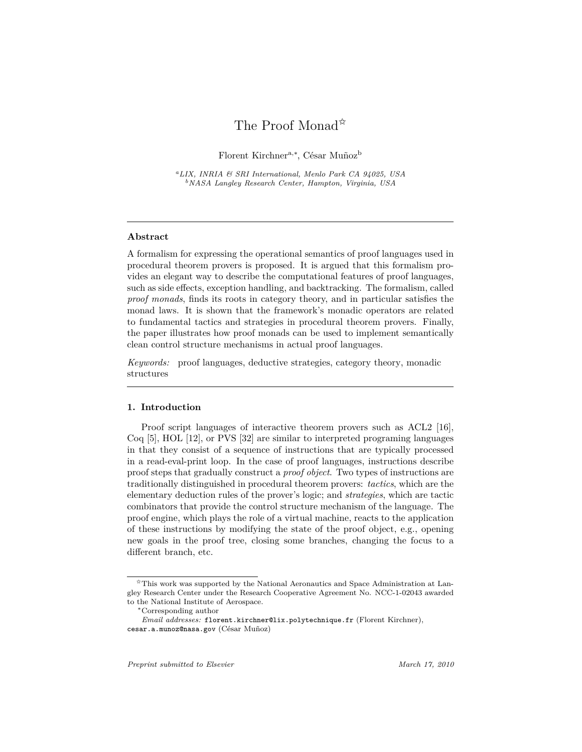# The Proof Monad[☆]

Florent Kirchner[a,*], César Muñoz[b]

[a] *LIX, INRIA & SRI International, Menlo Park CA 94025, USA*
[b] *NASA Langley Research Center, Hampton, Virginia, USA*

---

### Abstract

A formalism for expressing the operational semantics of proof languages used in procedural theorem provers is proposed. It is argued that this formalism provides an elegant way to describe the computational features of proof languages, such as side effects, exception handling, and backtracking. The formalism, called *proof monads*, finds its roots in category theory, and in particular satisfies the monad laws. It is shown that the framework's monadic operators are related to fundamental tactics and strategies in procedural theorem provers. Finally, the paper illustrates how proof monads can be used to implement semantically clean control structure mechanisms in actual proof languages.

*Keywords:* proof languages, deductive strategies, category theory, monadic structures

---

## 1. Introduction

Proof script languages of interactive theorem provers such as ACL2 [16], Coq [5], HOL [12], or PVS [32] are similar to interpreted programing languages in that they consist of a sequence of instructions that are typically processed in a read-eval-print loop. In the case of proof languages, instructions describe proof steps that gradually construct a *proof object*. Two types of instructions are traditionally distinguished in procedural theorem provers: *tactics*, which are the elementary deduction rules of the prover's logic; and *strategies*, which are tactic combinators that provide the control structure mechanism of the language. The proof engine, which plays the role of a virtual machine, reacts to the application of these instructions by modifying the state of the proof object, e.g., opening new goals in the proof tree, closing some branches, changing the focus to a different branch, etc.

---

[☆] This work was supported by the National Aeronautics and Space Administration at Langley Research Center under the Research Cooperative Agreement No. NCC-1-02043 awarded to the National Institute of Aerospace.

[*] Corresponding author

*Email addresses:* `florent.kirchner@lix.polytechnique.fr` (Florent Kirchner), `cesar.a.munoz@nasa.gov` (César Muñoz)

*Preprint submitted to Elsevier* *March 17, 2010*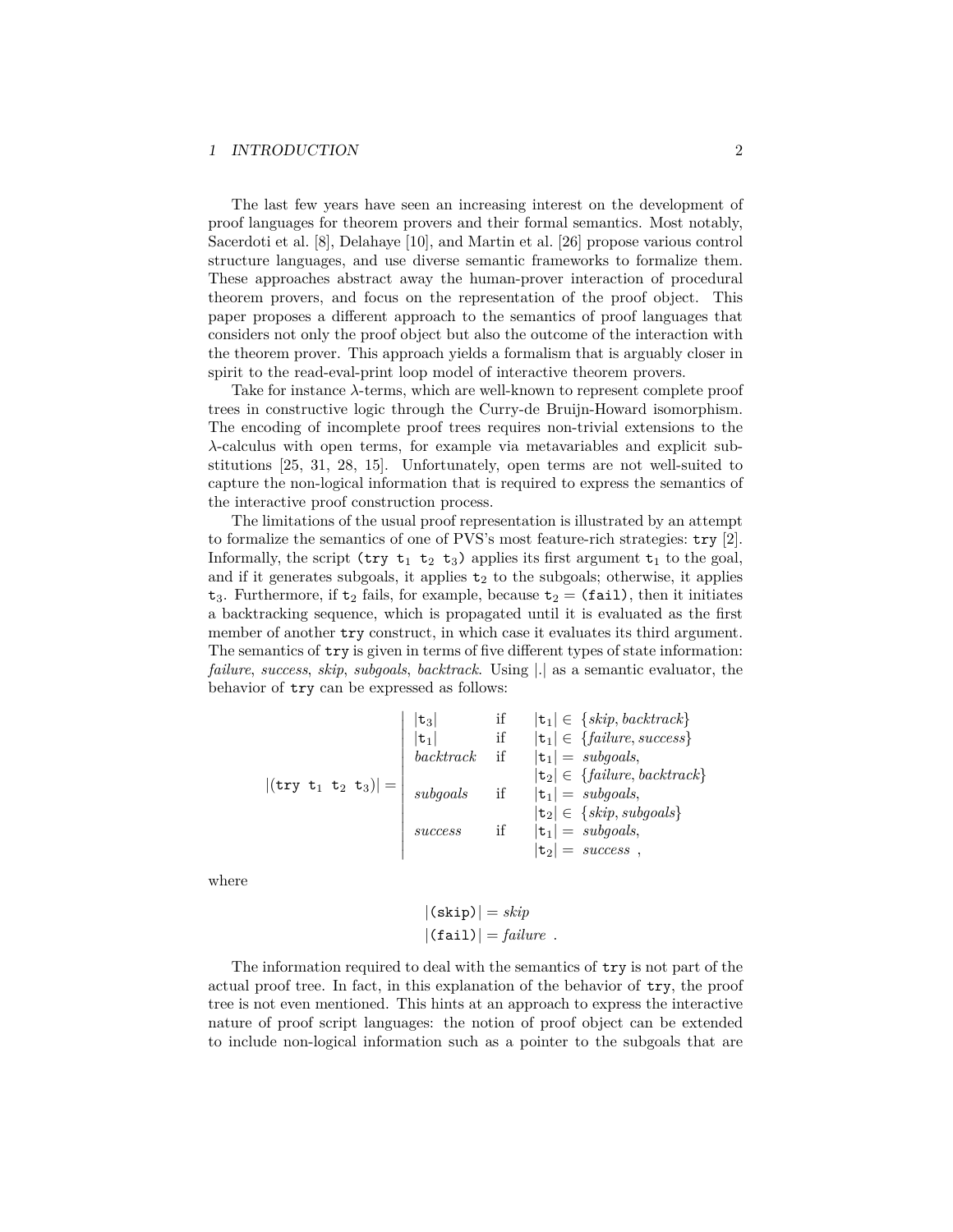The last few years have seen an increasing interest on the development of proof languages for theorem provers and their formal semantics. Most notably, Sacerdoti et al. [8], Delahaye [10], and Martin et al. [26] propose various control structure languages, and use diverse semantic frameworks to formalize them. These approaches abstract away the human-prover interaction of procedural theorem provers, and focus on the representation of the proof object. This paper proposes a different approach to the semantics of proof languages that considers not only the proof object but also the outcome of the interaction with the theorem prover. This approach yields a formalism that is arguably closer in spirit to the read-eval-print loop model of interactive theorem provers.

Take for instance $\lambda$-terms, which are well-known to represent complete proof trees in constructive logic through the Curry-de Bruijn-Howard isomorphism. The encoding of incomplete proof trees requires non-trivial extensions to the $\lambda$-calculus with open terms, for example via metavariables and explicit substitutions [25, 31, 28, 15]. Unfortunately, open terms are not well-suited to capture the non-logical information that is required to express the semantics of the interactive proof construction process.

The limitations of the usual proof representation is illustrated by an attempt to formalize the semantics of one of PVS's most feature-rich strategies: `try` [2]. Informally, the script `(try t`$_1$ `t`$_2$ `t`$_3$`)` applies its first argument $\mathtt{t}_1$ to the goal, and if it generates subgoals, it applies $\mathtt{t}_2$ to the subgoals; otherwise, it applies $\mathtt{t}_3$. Furthermore, if $\mathtt{t}_2$ fails, for example, because $\mathtt{t}_2 = \mathtt{(fail)}$, then it initiates a backtracking sequence, which is propagated until it is evaluated as the first member of another `try` construct, in which case it evaluates its third argument. The semantics of `try` is given in terms of five different types of state information: *failure*, *success*, *skip*, *subgoals*, *backtrack*. Using $|.|$ as a semantic evaluator, the behavior of `try` can be expressed as follows:

$$
|(\mathtt{try}\ \mathtt{t}_1\ \mathtt{t}_2\ \mathtt{t}_3)| = \left|\ \begin{array}{lll}
|\mathtt{t}_3| & \text{if} & |\mathtt{t}_1| \in \{\mathit{skip}, \mathit{backtrack}\} \\
|\mathtt{t}_1| & \text{if} & |\mathtt{t}_1| \in \{\mathit{failure}, \mathit{success}\} \\
\mathit{backtrack} & \text{if} & |\mathtt{t}_1| = \mathit{subgoals}, \\
 & & |\mathtt{t}_2| \in \{\mathit{failure}, \mathit{backtrack}\} \\
\mathit{subgoals} & \text{if} & |\mathtt{t}_1| = \mathit{subgoals}, \\
 & & |\mathtt{t}_2| \in \{\mathit{skip}, \mathit{subgoals}\} \\
\mathit{success} & \text{if} & |\mathtt{t}_1| = \mathit{subgoals}, \\
 & & |\mathtt{t}_2| = \mathit{success}\ ,
\end{array}\right.
$$

where

$$
\begin{array}{l}
|\mathtt{(skip)}| = \mathit{skip} \\
|\mathtt{(fail)}| = \mathit{failure}\ .
\end{array}
$$

The information required to deal with the semantics of `try` is not part of the actual proof tree. In fact, in this explanation of the behavior of `try`, the proof tree is not even mentioned. This hints at an approach to express the interactive nature of proof script languages: the notion of proof object can be extended to include non-logical information such as a pointer to the subgoals that are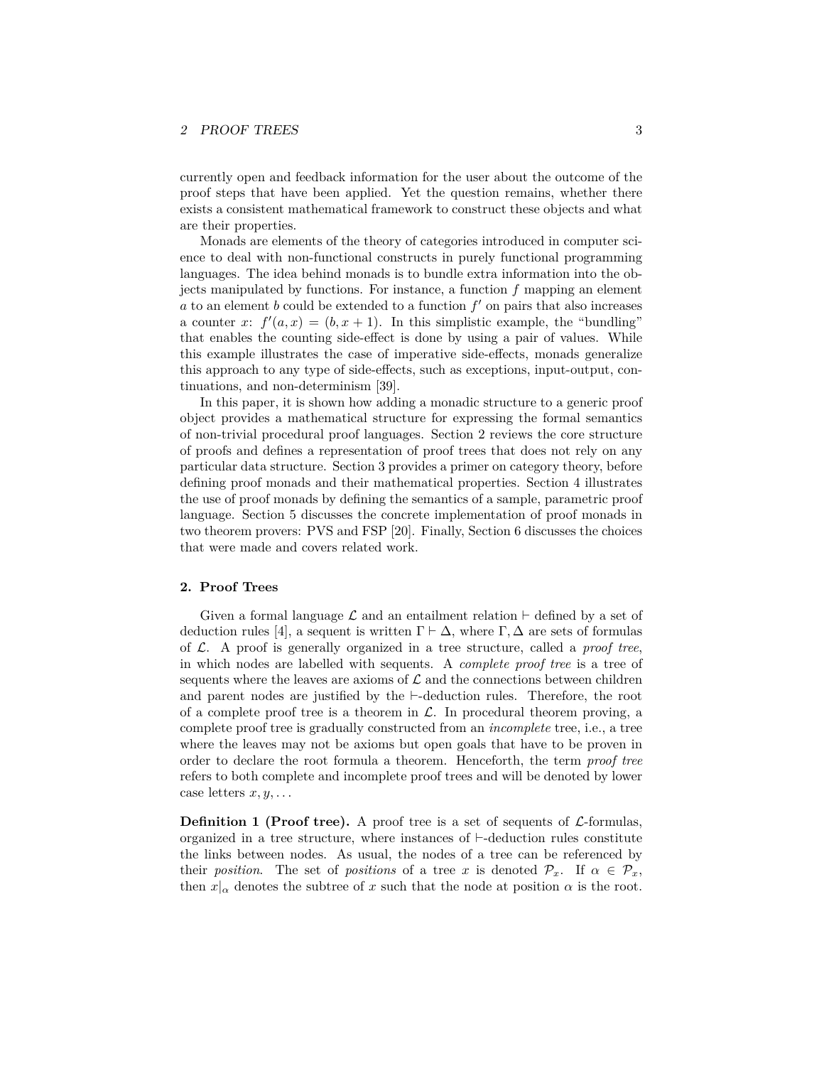currently open and feedback information for the user about the outcome of the proof steps that have been applied. Yet the question remains, whether there exists a consistent mathematical framework to construct these objects and what are their properties.

Monads are elements of the theory of categories introduced in computer science to deal with non-functional constructs in purely functional programming languages. The idea behind monads is to bundle extra information into the objects manipulated by functions. For instance, a function $f$ mapping an element $a$ to an element $b$ could be extended to a function $f'$ on pairs that also increases a counter $x$: $f'(a, x) = (b, x + 1)$. In this simplistic example, the "bundling" that enables the counting side-effect is done by using a pair of values. While this example illustrates the case of imperative side-effects, monads generalize this approach to any type of side-effects, such as exceptions, input-output, continuations, and non-determinism [39].

In this paper, it is shown how adding a monadic structure to a generic proof object provides a mathematical structure for expressing the formal semantics of non-trivial procedural proof languages. Section 2 reviews the core structure of proofs and defines a representation of proof trees that does not rely on any particular data structure. Section 3 provides a primer on category theory, before defining proof monads and their mathematical properties. Section 4 illustrates the use of proof monads by defining the semantics of a sample, parametric proof language. Section 5 discusses the concrete implementation of proof monads in two theorem provers: PVS and FSP [20]. Finally, Section 6 discusses the choices that were made and covers related work.

## 2. Proof Trees

Given a formal language $\mathcal{L}$ and an entailment relation $\vdash$ defined by a set of deduction rules [4], a sequent is written $\Gamma \vdash \Delta$, where $\Gamma, \Delta$ are sets of formulas of $\mathcal{L}$. A proof is generally organized in a tree structure, called a *proof tree*, in which nodes are labelled with sequents. A *complete proof tree* is a tree of sequents where the leaves are axioms of $\mathcal{L}$ and the connections between children and parent nodes are justified by the $\vdash$-deduction rules. Therefore, the root of a complete proof tree is a theorem in $\mathcal{L}$. In procedural theorem proving, a complete proof tree is gradually constructed from an *incomplete* tree, i.e., a tree where the leaves may not be axioms but open goals that have to be proven in order to declare the root formula a theorem. Henceforth, the term *proof tree* refers to both complete and incomplete proof trees and will be denoted by lower case letters $x, y, \ldots$

**Definition 1 (Proof tree).** A proof tree is a set of sequents of $\mathcal{L}$-formulas, organized in a tree structure, where instances of $\vdash$-deduction rules constitute the links between nodes. As usual, the nodes of a tree can be referenced by their *position*. The set of *positions* of a tree $x$ is denoted $\mathcal{P}_x$. If $\alpha \in \mathcal{P}_x$, then $x|_\alpha$ denotes the subtree of $x$ such that the node at position $\alpha$ is the root.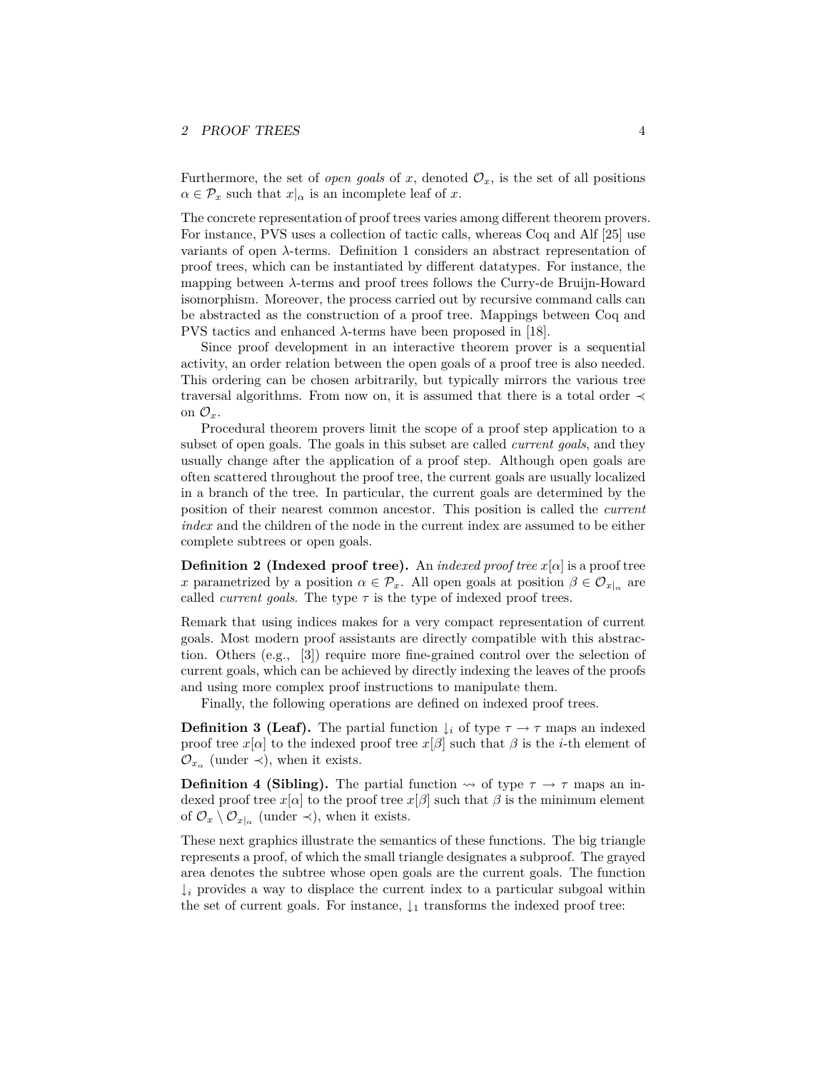Furthermore, the set of *open goals* of $x$, denoted $\mathcal{O}_x$, is the set of all positions $\alpha \in \mathcal{P}_x$ such that $x|_\alpha$ is an incomplete leaf of $x$.

The concrete representation of proof trees varies among different theorem provers. For instance, PVS uses a collection of tactic calls, whereas Coq and Alf [25] use variants of open $\lambda$-terms. Definition 1 considers an abstract representation of proof trees, which can be instantiated by different datatypes. For instance, the mapping between $\lambda$-terms and proof trees follows the Curry-de Bruijn-Howard isomorphism. Moreover, the process carried out by recursive command calls can be abstracted as the construction of a proof tree. Mappings between Coq and PVS tactics and enhanced $\lambda$-terms have been proposed in [18].

Since proof development in an interactive theorem prover is a sequential activity, an order relation between the open goals of a proof tree is also needed. This ordering can be chosen arbitrarily, but typically mirrors the various tree traversal algorithms. From now on, it is assumed that there is a total order $\prec$ on $\mathcal{O}_x$.

Procedural theorem provers limit the scope of a proof step application to a subset of open goals. The goals in this subset are called *current goals*, and they usually change after the application of a proof step. Although open goals are often scattered throughout the proof tree, the current goals are usually localized in a branch of the tree. In particular, the current goals are determined by the position of their nearest common ancestor. This position is called the *current index* and the children of the node in the current index are assumed to be either complete subtrees or open goals.

**Definition 2 (Indexed proof tree).** An *indexed proof tree* $x[\alpha]$ is a proof tree $x$ parametrized by a position $\alpha \in \mathcal{P}_x$. All open goals at position $\beta \in \mathcal{O}_{x|_\alpha}$ are called *current goals*. The type $\tau$ is the type of indexed proof trees.

Remark that using indices makes for a very compact representation of current goals. Most modern proof assistants are directly compatible with this abstraction. Others (e.g., [3]) require more fine-grained control over the selection of current goals, which can be achieved by directly indexing the leaves of the proofs and using more complex proof instructions to manipulate them.

Finally, the following operations are defined on indexed proof trees.

**Definition 3 (Leaf).** The partial function $\downarrow_i$ of type $\tau \to \tau$ maps an indexed proof tree $x[\alpha]$ to the indexed proof tree $x[\beta]$ such that $\beta$ is the $i$-th element of $\mathcal{O}_{x_\alpha}$ (under $\prec$), when it exists.

**Definition 4 (Sibling).** The partial function $\rightsquigarrow$ of type $\tau \to \tau$ maps an indexed proof tree $x[\alpha]$ to the proof tree $x[\beta]$ such that $\beta$ is the minimum element of $\mathcal{O}_x \setminus \mathcal{O}_{x|_\alpha}$ (under $\prec$), when it exists.

These next graphics illustrate the semantics of these functions. The big triangle represents a proof, of which the small triangle designates a subproof. The grayed area denotes the subtree whose open goals are the current goals. The function $\downarrow_i$ provides a way to displace the current index to a particular subgoal within the set of current goals. For instance, $\downarrow_1$ transforms the indexed proof tree: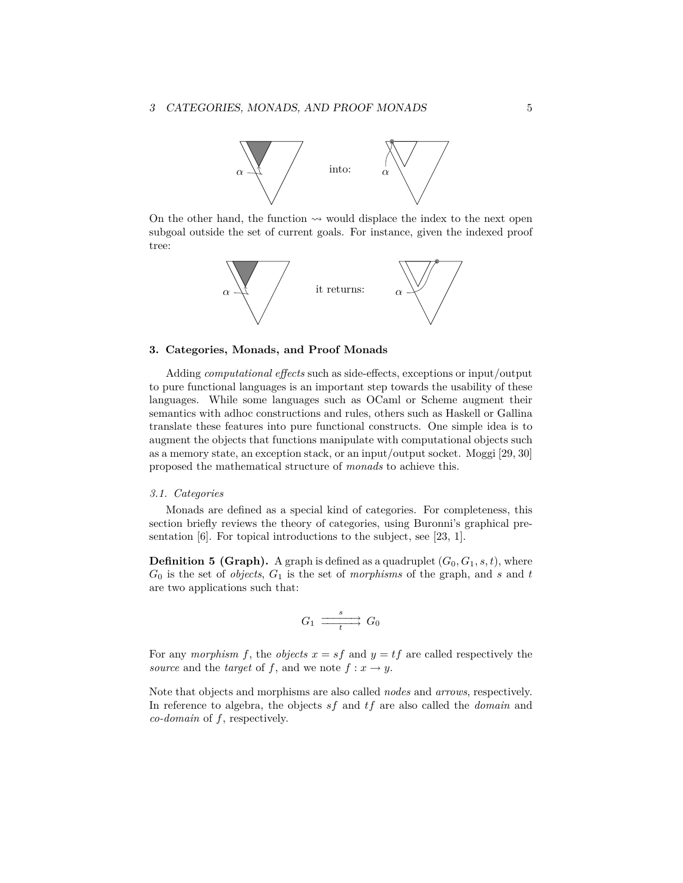α into: α

On the other hand, the function $\rightsquigarrow$ would displace the index to the next open subgoal outside the set of current goals. For instance, given the indexed proof tree:

α it returns: α

### 3. Categories, Monads, and Proof Monads

Adding *computational effects* such as side-effects, exceptions or input/output to pure functional languages is an important step towards the usability of these languages. While some languages such as OCaml or Scheme augment their semantics with adhoc constructions and rules, others such as Haskell or Gallina translate these features into pure functional constructs. One simple idea is to augment the objects that functions manipulate with computational objects such as a memory state, an exception stack, or an input/output socket. Moggi [29, 30] proposed the mathematical structure of *monads* to achieve this.

#### *3.1. Categories*

Monads are defined as a special kind of categories. For completeness, this section briefly reviews the theory of categories, using Buronni's graphical presentation [6]. For topical introductions to the subject, see [23, 1].

**Definition 5 (Graph).** A graph is defined as a quadruplet $(G_0, G_1, s, t)$, where $G_0$ is the set of *objects*, $G_1$ is the set of *morphisms* of the graph, and $s$ and $t$ are two applications such that:

$$G_1 \overset{s}{\underset{t}{\rightrightarrows}} G_0$$

For any *morphism* $f$, the *objects* $x = sf$ and $y = tf$ are called respectively the *source* and the *target* of $f$, and we note $f : x \to y$.

Note that objects and morphisms are also called *nodes* and *arrows*, respectively. In reference to algebra, the objects $sf$ and $tf$ are also called the *domain* and *co-domain* of $f$, respectively.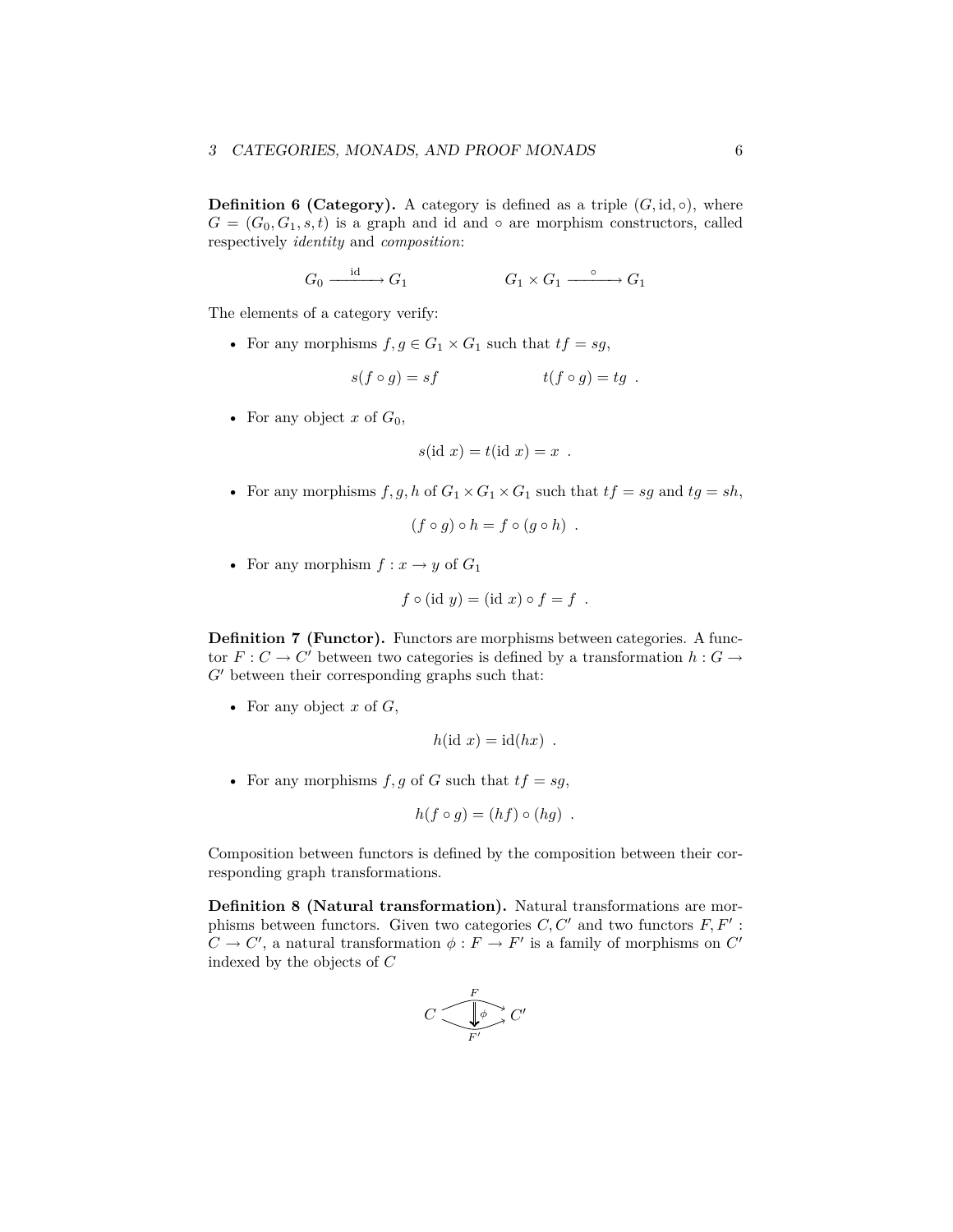**Definition 6 (Category).** A category is defined as a triple $(G, \mathrm{id}, \circ)$, where $G = (G_0, G_1, s, t)$ is a graph and id and $\circ$ are morphism constructors, called respectively *identity* and *composition*:

$$G_0 \xrightarrow{\quad \mathrm{id} \quad} G_1 \qquad\qquad G_1 \times G_1 \xrightarrow{\quad \circ \quad} G_1$$

The elements of a category verify:

- For any morphisms $f, g \in G_1 \times G_1$ such that $tf = sg$,

$$s(f \circ g) = sf \qquad\qquad t(f \circ g) = tg \ \ .$$

- For any object $x$ of $G_0$,

$$s(\mathrm{id}\ x) = t(\mathrm{id}\ x) = x \ \ .$$

- For any morphisms $f, g, h$ of $G_1 \times G_1 \times G_1$ such that $tf = sg$ and $tg = sh$,

$$(f \circ g) \circ h = f \circ (g \circ h) \ \ .$$

- For any morphism $f : x \to y$ of $G_1$

$$f \circ (\mathrm{id}\ y) = (\mathrm{id}\ x) \circ f = f \ \ .$$

**Definition 7 (Functor).** Functors are morphisms between categories. A functor $F : C \to C'$ between two categories is defined by a transformation $h : G \to G'$ between their corresponding graphs such that:

- For any object $x$ of $G$,

$$h(\mathrm{id}\ x) = \mathrm{id}(hx) \ \ .$$

- For any morphisms $f, g$ of $G$ such that $tf = sg$,

$$h(f \circ g) = (hf) \circ (hg) \ \ .$$

Composition between functors is defined by the composition between their corresponding graph transformations.

**Definition 8 (Natural transformation).** Natural transformations are morphisms between functors. Given two categories $C, C'$ and two functors $F, F' : C \to C'$, a natural transformation $\phi : F \to F'$ is a family of morphisms on $C'$ indexed by the objects of $C$

$$C \underset{F'}{\overset{F}{\rightrightarrows}} C' \quad (\phi : F \Rightarrow F')$$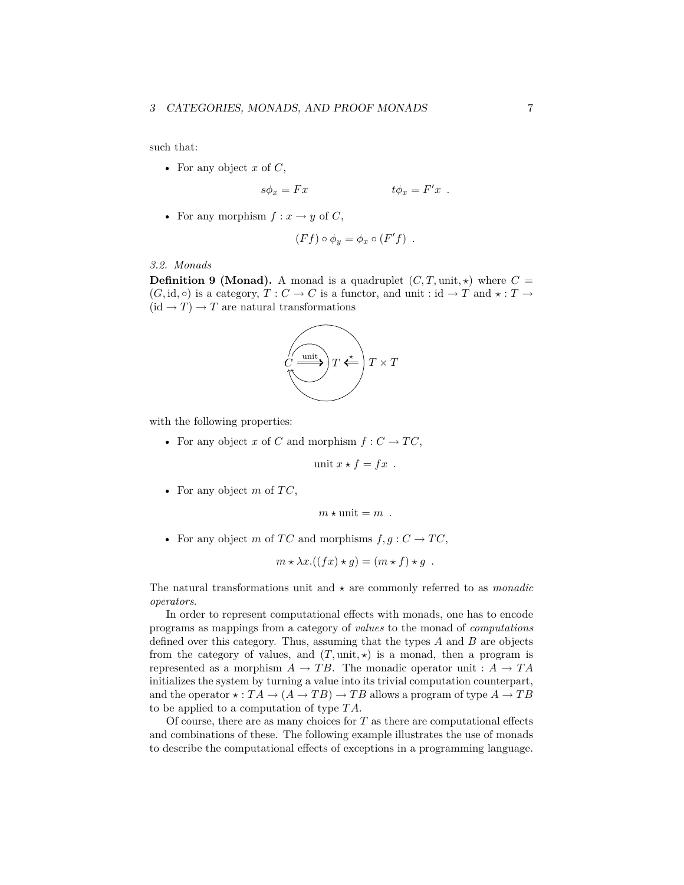such that:

- For any object $x$ of $C$,

$$s\phi_x = Fx \qquad\qquad t\phi_x = F'x \enspace .$$

- For any morphism $f : x \to y$ of $C$,

$$(Ff) \circ \phi_y = \phi_x \circ (F'f) \enspace .$$

*3.2. Monads*

**Definition 9 (Monad).** A monad is a quadruplet $(C, T, \text{unit}, \star)$ where $C = (G, \text{id}, \circ)$ is a category, $T : C \to C$ is a functor, and unit : $\text{id} \to T$ and $\star : T \to (\text{id} \to T) \to T$ are natural transformations

$$C \overset{\text{unit}}{\Longrightarrow} T \overset{\star}{\Longleftarrow} T \times T$$

with the following properties:

- For any object $x$ of $C$ and morphism $f : C \to TC$,

$$\text{unit}\, x \star f = fx \enspace .$$

- For any object $m$ of $TC$,

$$m \star \text{unit} = m \enspace .$$

- For any object $m$ of $TC$ and morphisms $f, g : C \to TC$,

$$m \star \lambda x.((fx) \star g) = (m \star f) \star g \enspace .$$

The natural transformations unit and $\star$ are commonly referred to as *monadic operators*.

In order to represent computational effects with monads, one has to encode programs as mappings from a category of *values* to the monad of *computations* defined over this category. Thus, assuming that the types $A$ and $B$ are objects from the category of values, and $(T, \text{unit}, \star)$ is a monad, then a program is represented as a morphism $A \to TB$. The monadic operator unit : $A \to TA$ initializes the system by turning a value into its trivial computation counterpart, and the operator $\star : TA \to (A \to TB) \to TB$ allows a program of type $A \to TB$ to be applied to a computation of type $TA$.

Of course, there are as many choices for $T$ as there are computational effects and combinations of these. The following example illustrates the use of monads to describe the computational effects of exceptions in a programming language.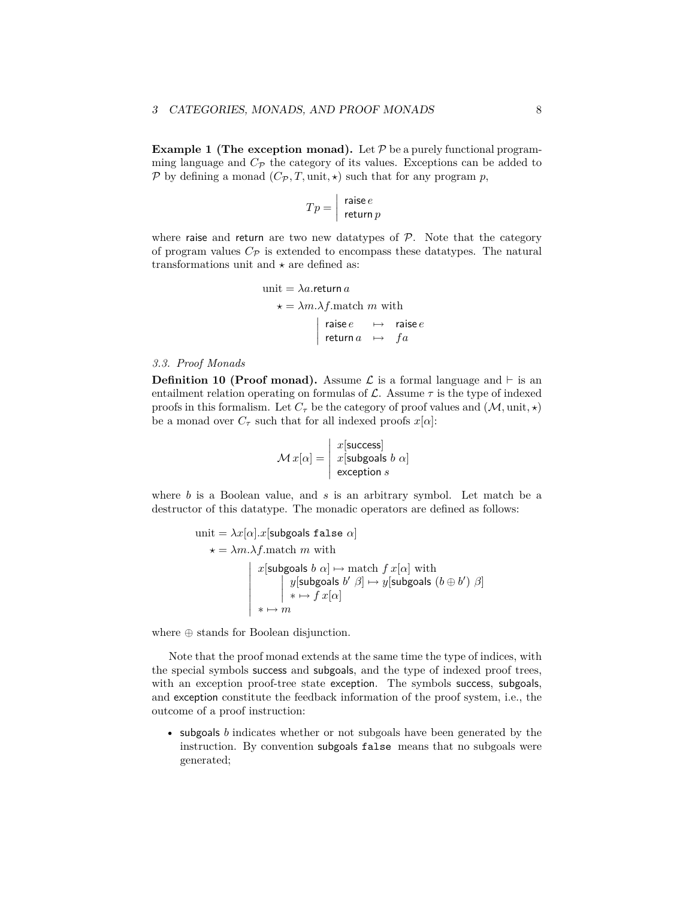**Example 1 (The exception monad).** Let $\mathcal{P}$ be a purely functional programming language and $C_{\mathcal{P}}$ the category of its values. Exceptions can be added to $\mathcal{P}$ by defining a monad $(C_{\mathcal{P}}, T, \text{unit}, \star)$ such that for any program $p$,

$$Tp = \left| \begin{array}{l} \mathsf{raise}\, e \\ \mathsf{return}\, p \end{array} \right.$$

where raise and return are two new datatypes of $\mathcal{P}$. Note that the category of program values $C_{\mathcal{P}}$ is extended to encompass these datatypes. The natural transformations unit and $\star$ are defined as:

$$\begin{aligned} \text{unit} &= \lambda a.\mathsf{return}\, a \\ \star &= \lambda m.\lambda f.\text{match } m \text{ with} \\ & \quad \left| \begin{array}{lcl} \mathsf{raise}\, e & \mapsto & \mathsf{raise}\, e \\ \mathsf{return}\, a & \mapsto & f a \end{array} \right. \end{aligned}$$

### 3.3. Proof Monads

**Definition 10 (Proof monad).** Assume $\mathcal{L}$ is a formal language and $\vdash$ is an entailment relation operating on formulas of $\mathcal{L}$. Assume $\tau$ is the type of indexed proofs in this formalism. Let $C_\tau$ be the category of proof values and $(\mathcal{M}, \text{unit}, \star)$ be a monad over $C_\tau$ such that for all indexed proofs $x[\alpha]$:

$$\mathcal{M}\, x[\alpha] = \left| \begin{array}{l} x[\mathsf{success}] \\ x[\mathsf{subgoals}\ b\ \alpha] \\ \mathsf{exception}\ s \end{array} \right.$$

where $b$ is a Boolean value, and $s$ is an arbitrary symbol. Let match be a destructor of this datatype. The monadic operators are defined as follows:

$$\begin{aligned} \text{unit} &= \lambda x[\alpha].x[\mathsf{subgoals}\ \mathtt{false}\ \alpha] \\ \star &= \lambda m.\lambda f.\text{match } m \text{ with} \\ & \quad \left| \begin{array}{l} x[\mathsf{subgoals}\ b\ \alpha] \mapsto \text{match } f\, x[\alpha] \text{ with} \\ \quad \left| \begin{array}{l} y[\mathsf{subgoals}\ b'\ \beta] \mapsto y[\mathsf{subgoals}\ (b \oplus b')\ \beta] \\ * \mapsto f\, x[\alpha] \end{array} \right. \\ * \mapsto m \end{array} \right. \end{aligned}$$

where $\oplus$ stands for Boolean disjunction.

Note that the proof monad extends at the same time the type of indices, with the special symbols success and subgoals, and the type of indexed proof trees, with an exception proof-tree state exception. The symbols success, subgoals, and exception constitute the feedback information of the proof system, i.e., the outcome of a proof instruction:

- subgoals $b$ indicates whether or not subgoals have been generated by the instruction. By convention subgoals `false` means that no subgoals were generated;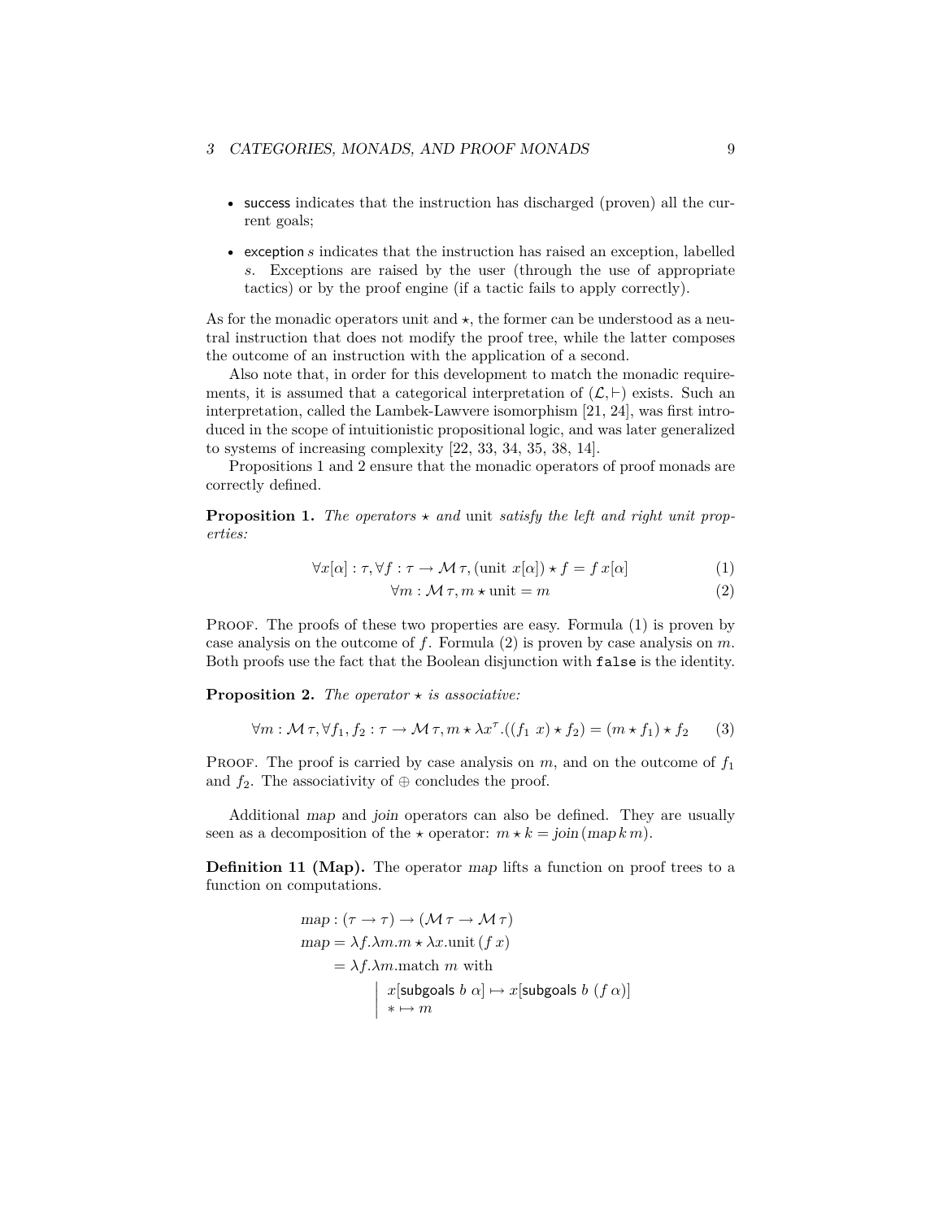- success indicates that the instruction has discharged (proven) all the current goals;
- exception $s$ indicates that the instruction has raised an exception, labelled $s$. Exceptions are raised by the user (through the use of appropriate tactics) or by the proof engine (if a tactic fails to apply correctly).

As for the monadic operators unit and $\star$, the former can be understood as a neutral instruction that does not modify the proof tree, while the latter composes the outcome of an instruction with the application of a second.

Also note that, in order for this development to match the monadic requirements, it is assumed that a categorical interpretation of $(\mathcal{L}, \vdash)$ exists. Such an interpretation, called the Lambek-Lawvere isomorphism [21, 24], was first introduced in the scope of intuitionistic propositional logic, and was later generalized to systems of increasing complexity [22, 33, 34, 35, 38, 14].

Propositions 1 and 2 ensure that the monadic operators of proof monads are correctly defined.

**Proposition 1.** *The operators $\star$ and* unit *satisfy the left and right unit properties:*

$$\forall x[\alpha] : \tau, \forall f : \tau \to \mathcal{M}\,\tau, (\text{unit } x[\alpha]) \star f = f\, x[\alpha] \tag{1}$$

$$\forall m : \mathcal{M}\,\tau, m \star \text{unit} = m \tag{2}$$

Proof. The proofs of these two properties are easy. Formula (1) is proven by case analysis on the outcome of $f$. Formula (2) is proven by case analysis on $m$. Both proofs use the fact that the Boolean disjunction with `false` is the identity.

**Proposition 2.** *The operator $\star$ is associative:*

$$\forall m : \mathcal{M}\,\tau, \forall f_1, f_2 : \tau \to \mathcal{M}\,\tau, m \star \lambda x^{\tau}.((f_1\ x) \star f_2) = (m \star f_1) \star f_2 \tag{3}$$

Proof. The proof is carried by case analysis on $m$, and on the outcome of $f_1$ and $f_2$. The associativity of $\oplus$ concludes the proof.

Additional *map* and *join* operators can also be defined. They are usually seen as a decomposition of the $\star$ operator: $m \star k = \mathit{join}\,(\mathit{map}\, k\, m)$.

**Definition 11 (Map).** The operator *map* lifts a function on proof trees to a function on computations.

$$\begin{aligned}
&map : (\tau \to \tau) \to (\mathcal{M}\,\tau \to \mathcal{M}\,\tau) \\
&map = \lambda f.\lambda m.m \star \lambda x.\text{unit}\,(f\,x) \\
&\quad\;\; = \lambda f.\lambda m.\text{match } m \text{ with} \\
&\qquad\quad \left|\; \begin{array}{l} x[\mathsf{subgoals}\ b\ \alpha] \mapsto x[\mathsf{subgoals}\ b\ (f\ \alpha)] \\ * \mapsto m \end{array}\right.
\end{aligned}$$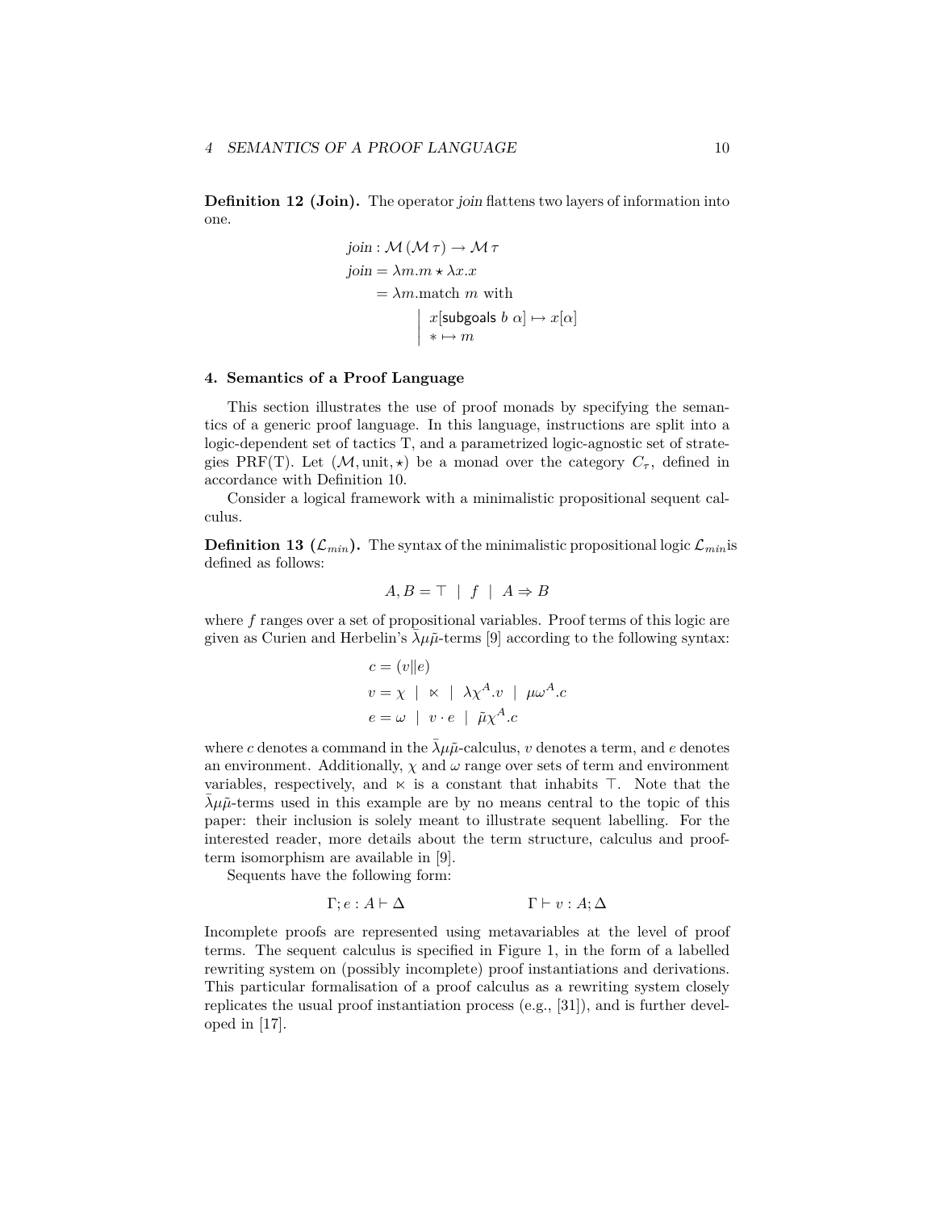**Definition 12 (Join).** The operator *join* flattens two layers of information into one.

$$
\begin{aligned}
&\mathit{join} : \mathcal{M}\,(\mathcal{M}\,\tau) \to \mathcal{M}\,\tau \\
&\mathit{join} = \lambda m.m \star \lambda x.x \\
&\quad\;\; = \lambda m.\text{match } m \text{ with} \\
&\qquad\quad \left|\begin{array}{l} x[\mathsf{subgoals}\ b\ \alpha] \mapsto x[\alpha] \\ * \mapsto m \end{array}\right.
\end{aligned}
$$

### 4. Semantics of a Proof Language

This section illustrates the use of proof monads by specifying the semantics of a generic proof language. In this language, instructions are split into a logic-dependent set of tactics T, and a parametrized logic-agnostic set of strategies PRF(T). Let $(\mathcal{M}, \text{unit}, \star)$ be a monad over the category $C_\tau$, defined in accordance with Definition 10.

Consider a logical framework with a minimalistic propositional sequent calculus.

**Definition 13 ($\mathcal{L}_{min}$).** The syntax of the minimalistic propositional logic $\mathcal{L}_{min}$is defined as follows:

$$A, B = \top \;\mid\; f \;\mid\; A \Rightarrow B$$

where $f$ ranges over a set of propositional variables. Proof terms of this logic are given as Curien and Herbelin's $\bar{\lambda}\mu\tilde{\mu}$-terms [9] according to the following syntax:

$$
\begin{aligned}
c &= (v \| e) \\
v &= \chi \;\mid\; \ltimes \;\mid\; \lambda\chi^A.v \;\mid\; \mu\omega^A.c \\
e &= \omega \;\mid\; v \cdot e \;\mid\; \tilde{\mu}\chi^A.c
\end{aligned}
$$

where $c$ denotes a command in the $\bar{\lambda}\mu\tilde{\mu}$-calculus, $v$ denotes a term, and $e$ denotes an environment. Additionally, $\chi$ and $\omega$ range over sets of term and environment variables, respectively, and $\ltimes$ is a constant that inhabits $\top$. Note that the $\bar{\lambda}\mu\tilde{\mu}$-terms used in this example are by no means central to the topic of this paper: their inclusion is solely meant to illustrate sequent labelling. For the interested reader, more details about the term structure, calculus and proof-term isomorphism are available in [9].

Sequents have the following form:

$$\Gamma; e : A \vdash \Delta \qquad\qquad \Gamma \vdash v : A; \Delta$$

Incomplete proofs are represented using metavariables at the level of proof terms. The sequent calculus is specified in Figure 1, in the form of a labelled rewriting system on (possibly incomplete) proof instantiations and derivations. This particular formalisation of a proof calculus as a rewriting system closely replicates the usual proof instantiation process (e.g., [31]), and is further developed in [17].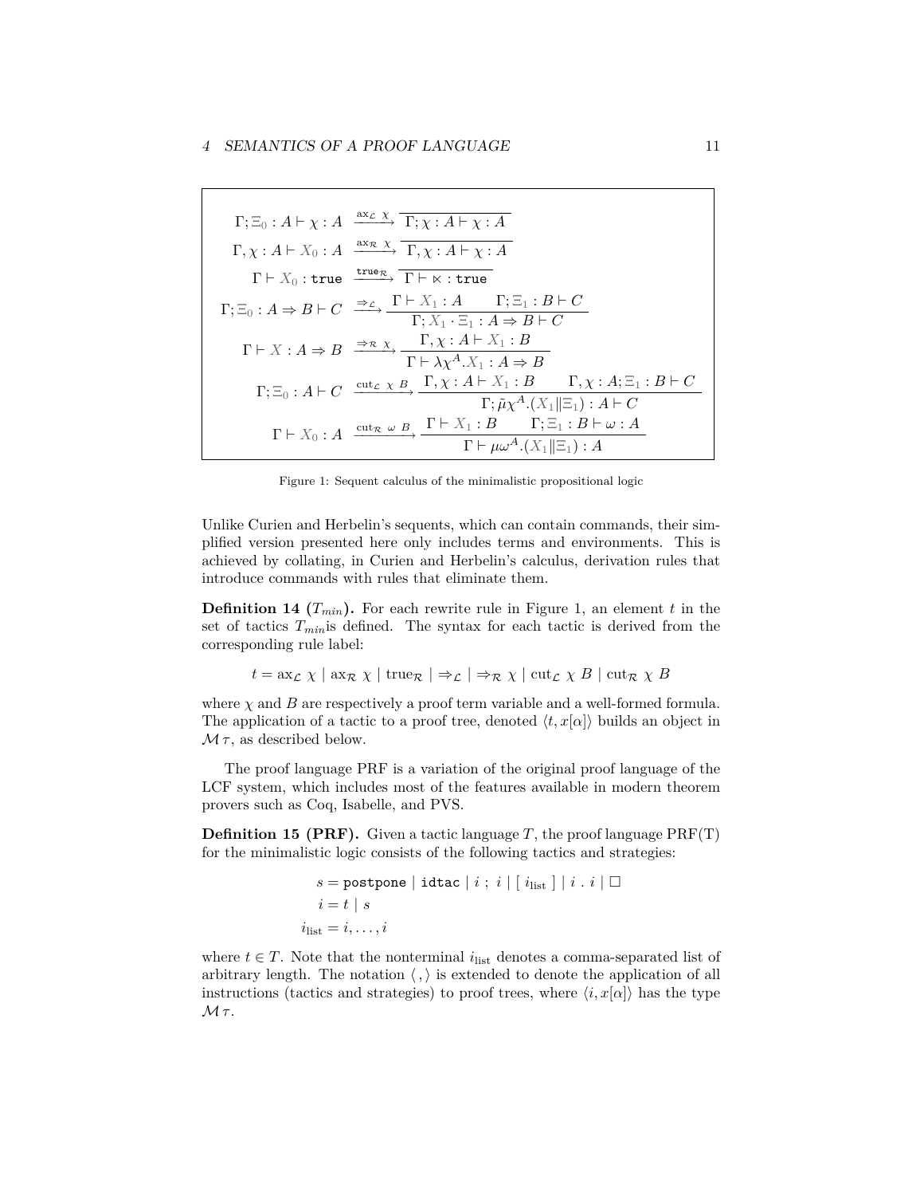$$
\begin{array}{rcl}
\Gamma; \Xi_0 : A \vdash \chi : A & \xrightarrow{\text{ax}_{\mathcal{L}}\ \chi} & \overline{\Gamma; \chi : A \vdash \chi : A} \\
\Gamma, \chi : A \vdash X_0 : A & \xrightarrow{\text{ax}_{\mathcal{R}}\ \chi} & \overline{\Gamma, \chi : A \vdash \chi : A} \\
\Gamma \vdash X_0 : \texttt{true} & \xrightarrow{\texttt{true}_{\mathcal{R}}} & \overline{\Gamma \vdash \ltimes : \texttt{true}} \\
\Gamma; \Xi_0 : A \Rightarrow B \vdash C & \xrightarrow{\Rightarrow_{\mathcal{L}}} & \dfrac{\Gamma \vdash X_1 : A \qquad \Gamma; \Xi_1 : B \vdash C}{\Gamma; X_1 \cdot \Xi_1 : A \Rightarrow B \vdash C} \\
\Gamma \vdash X : A \Rightarrow B & \xrightarrow{\Rightarrow_{\mathcal{R}}\ \chi} & \dfrac{\Gamma, \chi : A \vdash X_1 : B}{\Gamma \vdash \lambda \chi^A . X_1 : A \Rightarrow B} \\
\Gamma; \Xi_0 : A \vdash C & \xrightarrow{\text{cut}_{\mathcal{L}}\ \chi\ B} & \dfrac{\Gamma, \chi : A \vdash X_1 : B \qquad \Gamma, \chi : A; \Xi_1 : B \vdash C}{\Gamma; \tilde{\mu}\chi^A.(X_1 \| \Xi_1) : A \vdash C} \\
\Gamma \vdash X_0 : A & \xrightarrow{\text{cut}_{\mathcal{R}}\ \omega\ B} & \dfrac{\Gamma \vdash X_1 : B \qquad \Gamma; \Xi_1 : B \vdash \omega : A}{\Gamma \vdash \mu \omega^A.(X_1 \| \Xi_1) : A}
\end{array}
$$

Figure 1: Sequent calculus of the minimalistic propositional logic

Unlike Curien and Herbelin's sequents, which can contain commands, their simplified version presented here only includes terms and environments. This is achieved by collating, in Curien and Herbelin's calculus, derivation rules that introduce commands with rules that eliminate them.

**Definition 14 ($T_{min}$).** For each rewrite rule in Figure 1, an element $t$ in the set of tactics $T_{min}$is defined. The syntax for each tactic is derived from the corresponding rule label:

$$t = \text{ax}_{\mathcal{L}}\ \chi \mid \text{ax}_{\mathcal{R}}\ \chi \mid \text{true}_{\mathcal{R}} \mid \Rightarrow_{\mathcal{L}} \mid \Rightarrow_{\mathcal{R}}\ \chi \mid \text{cut}_{\mathcal{L}}\ \chi\ B \mid \text{cut}_{\mathcal{R}}\ \chi\ B$$

where $\chi$ and $B$ are respectively a proof term variable and a well-formed formula. The application of a tactic to a proof tree, denoted $\langle t, x[\alpha] \rangle$ builds an object in $\mathcal{M}\,\tau$, as described below.

The proof language PRF is a variation of the original proof language of the LCF system, which includes most of the features available in modern theorem provers such as Coq, Isabelle, and PVS.

**Definition 15 (PRF).** Given a tactic language $T$, the proof language PRF(T) for the minimalistic logic consists of the following tactics and strategies:

$$
\begin{aligned}
s &= \texttt{postpone} \mid \texttt{idtac} \mid i\ ;\ i \mid [\ i_{\text{list}}\ ] \mid i\ .\ i \mid \Box \\
i &= t \mid s \\
i_{\text{list}} &= i, \ldots, i
\end{aligned}
$$

where $t \in T$. Note that the nonterminal $i_{\text{list}}$ denotes a comma-separated list of arbitrary length. The notation $\langle , \rangle$ is extended to denote the application of all instructions (tactics and strategies) to proof trees, where $\langle i, x[\alpha] \rangle$ has the type $\mathcal{M}\,\tau$.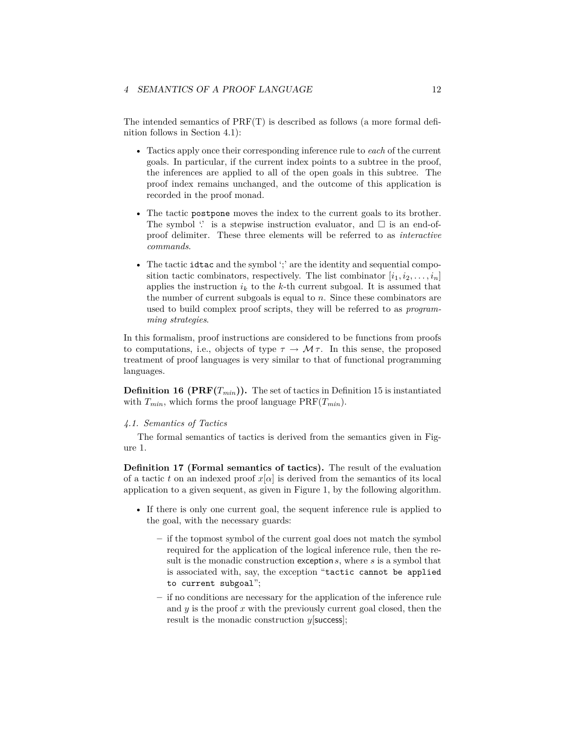The intended semantics of PRF(T) is described as follows (a more formal definition follows in Section 4.1):

- Tactics apply once their corresponding inference rule to *each* of the current goals. In particular, if the current index points to a subtree in the proof, the inferences are applied to all of the open goals in this subtree. The proof index remains unchanged, and the outcome of this application is recorded in the proof monad.
- The tactic `postpone` moves the index to the current goals to its brother. The symbol '.' is a stepwise instruction evaluator, and $\Box$ is an end-of-proof delimiter. These three elements will be referred to as *interactive commands*.
- The tactic `idtac` and the symbol ';' are the identity and sequential composition tactic combinators, respectively. The list combinator $[i_1, i_2, \ldots, i_n]$ applies the instruction $i_k$ to the $k$-th current subgoal. It is assumed that the number of current subgoals is equal to $n$. Since these combinators are used to build complex proof scripts, they will be referred to as *programming strategies*.

In this formalism, proof instructions are considered to be functions from proofs to computations, i.e., objects of type $\tau \to \mathcal{M}\,\tau$. In this sense, the proposed treatment of proof languages is very similar to that of functional programming languages.

**Definition 16 (PRF($T_{min}$)).** The set of tactics in Definition 15 is instantiated with $T_{min}$, which forms the proof language PRF($T_{min}$).

*4.1. Semantics of Tactics*

The formal semantics of tactics is derived from the semantics given in Figure 1.

**Definition 17 (Formal semantics of tactics).** The result of the evaluation of a tactic $t$ on an indexed proof $x[\alpha]$ is derived from the semantics of its local application to a given sequent, as given in Figure 1, by the following algorithm.

- If there is only one current goal, the sequent inference rule is applied to the goal, with the necessary guards:
  - if the topmost symbol of the current goal does not match the symbol required for the application of the logical inference rule, then the result is the monadic construction $\mathsf{exception}\, s$, where $s$ is a symbol that is associated with, say, the exception "`tactic cannot be applied to current subgoal`";
  - if no conditions are necessary for the application of the inference rule and $y$ is the proof $x$ with the previously current goal closed, then the result is the monadic construction $y[\mathsf{success}]$;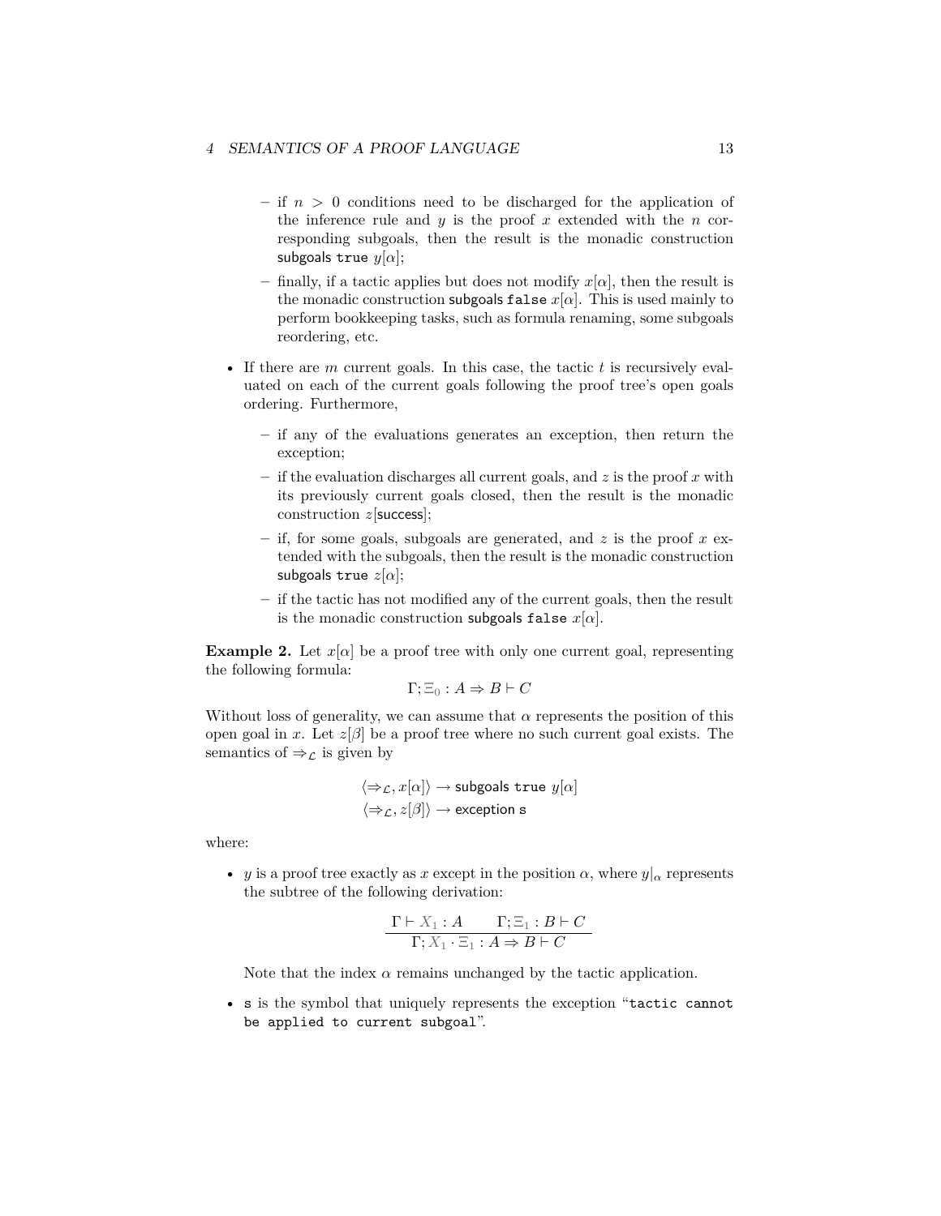- if $n > 0$ conditions need to be discharged for the application of the inference rule and $y$ is the proof $x$ extended with the $n$ corresponding subgoals, then the result is the monadic construction $\mathsf{subgoals}\ \mathtt{true}\ y[\alpha]$;
  - finally, if a tactic applies but does not modify $x[\alpha]$, then the result is the monadic construction $\mathsf{subgoals}\ \mathtt{false}\ x[\alpha]$. This is used mainly to perform bookkeeping tasks, such as formula renaming, some subgoals reordering, etc.

- If there are $m$ current goals. In this case, the tactic $t$ is recursively evaluated on each of the current goals following the proof tree's open goals ordering. Furthermore,
  - if any of the evaluations generates an exception, then return the exception;
  - if the evaluation discharges all current goals, and $z$ is the proof $x$ with its previously current goals closed, then the result is the monadic construction $z[\mathsf{success}]$;
  - if, for some goals, subgoals are generated, and $z$ is the proof $x$ extended with the subgoals, then the result is the monadic construction $\mathsf{subgoals}\ \mathtt{true}\ z[\alpha]$;
  - if the tactic has not modified any of the current goals, then the result is the monadic construction $\mathsf{subgoals}\ \mathtt{false}\ x[\alpha]$.

**Example 2.** Let $x[\alpha]$ be a proof tree with only one current goal, representing the following formula:

$$\Gamma; \Xi_0 : A \Rightarrow B \vdash C$$

Without loss of generality, we can assume that $\alpha$ represents the position of this open goal in $x$. Let $z[\beta]$ be a proof tree where no such current goal exists. The semantics of $\Rightarrow_{\mathcal{L}}$ is given by

$$\langle \Rightarrow_{\mathcal{L}}, x[\alpha] \rangle \to \mathsf{subgoals}\ \mathtt{true}\ y[\alpha]$$
$$\langle \Rightarrow_{\mathcal{L}}, z[\beta] \rangle \to \mathsf{exception}\ \mathtt{s}$$

where:

- $y$ is a proof tree exactly as $x$ except in the position $\alpha$, where $y|_\alpha$ represents the subtree of the following derivation:

$$\frac{\Gamma \vdash X_1 : A \qquad \Gamma; \Xi_1 : B \vdash C}{\Gamma; X_1 \cdot \Xi_1 : A \Rightarrow B \vdash C}$$

  Note that the index $\alpha$ remains unchanged by the tactic application.

- `s` is the symbol that uniquely represents the exception "`tactic cannot be applied to current subgoal`".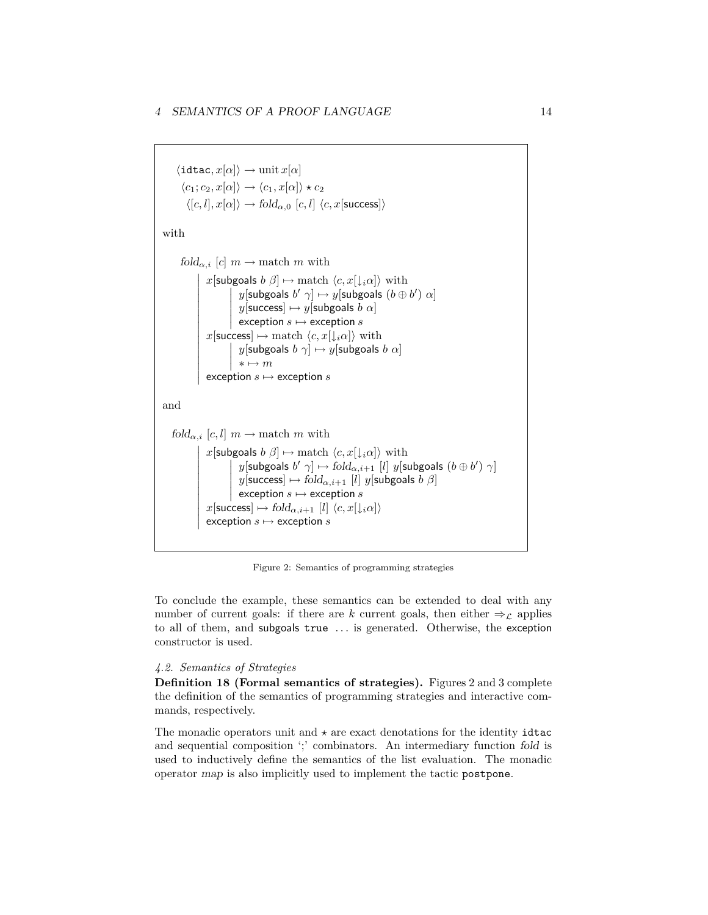$$\langle \texttt{idtac}, x[\alpha] \rangle \rightarrow \text{unit}\, x[\alpha]$$

$$\langle c_1; c_2, x[\alpha] \rangle \rightarrow \langle c_1, x[\alpha] \rangle \star c_2$$

$$\langle [c, l], x[\alpha] \rangle \rightarrow \mathit{fold}_{\alpha,0}\ [c, l]\ \langle c, x[\mathsf{success}] \rangle$$

with

$$
\begin{array}{l}
\mathit{fold}_{\alpha,i}\ [c]\ m \rightarrow \text{match } m \text{ with} \\
\quad \left|\begin{array}{l}
x[\mathsf{subgoals}\ b\ \beta] \mapsto \text{match } \langle c, x[\downarrow_i \alpha] \rangle \text{ with} \\
\quad \left|\begin{array}{l}
y[\mathsf{subgoals}\ b'\ \gamma] \mapsto y[\mathsf{subgoals}\ (b \oplus b')\ \alpha] \\
y[\mathsf{success}] \mapsto y[\mathsf{subgoals}\ b\ \alpha] \\
\mathsf{exception}\ s \mapsto \mathsf{exception}\ s
\end{array}\right. \\
x[\mathsf{success}] \mapsto \text{match } \langle c, x[\downarrow_i \alpha] \rangle \text{ with} \\
\quad \left|\begin{array}{l}
y[\mathsf{subgoals}\ b\ \gamma] \mapsto y[\mathsf{subgoals}\ b\ \alpha] \\
* \mapsto m
\end{array}\right. \\
\mathsf{exception}\ s \mapsto \mathsf{exception}\ s
\end{array}\right.
\end{array}
$$

and

$$
\begin{array}{l}
\mathit{fold}_{\alpha,i}\ [c, l]\ m \rightarrow \text{match } m \text{ with} \\
\quad \left|\begin{array}{l}
x[\mathsf{subgoals}\ b\ \beta] \mapsto \text{match } \langle c, x[\downarrow_i \alpha] \rangle \text{ with} \\
\quad \left|\begin{array}{l}
y[\mathsf{subgoals}\ b'\ \gamma] \mapsto \mathit{fold}_{\alpha,i+1}\ [l]\ y[\mathsf{subgoals}\ (b \oplus b')\ \gamma] \\
y[\mathsf{success}] \mapsto \mathit{fold}_{\alpha,i+1}\ [l]\ y[\mathsf{subgoals}\ b\ \beta] \\
\mathsf{exception}\ s \mapsto \mathsf{exception}\ s
\end{array}\right. \\
x[\mathsf{success}] \mapsto \mathit{fold}_{\alpha,i+1}\ [l]\ \langle c, x[\downarrow_i \alpha] \rangle \\
\mathsf{exception}\ s \mapsto \mathsf{exception}\ s
\end{array}\right.
\end{array}
$$

Figure 2: Semantics of programming strategies

To conclude the example, these semantics can be extended to deal with any number of current goals: if there are $k$ current goals, then either $\Rightarrow_{\mathcal{L}}$ applies to all of them, and subgoals `true` ... is generated. Otherwise, the exception constructor is used.

*4.2. Semantics of Strategies*

**Definition 18 (Formal semantics of strategies).** Figures 2 and 3 complete the definition of the semantics of programming strategies and interactive commands, respectively.

The monadic operators unit and $\star$ are exact denotations for the identity `idtac` and sequential composition ';' combinators. An intermediary function *fold* is used to inductively define the semantics of the list evaluation. The monadic operator *map* is also implicitly used to implement the tactic `postpone`.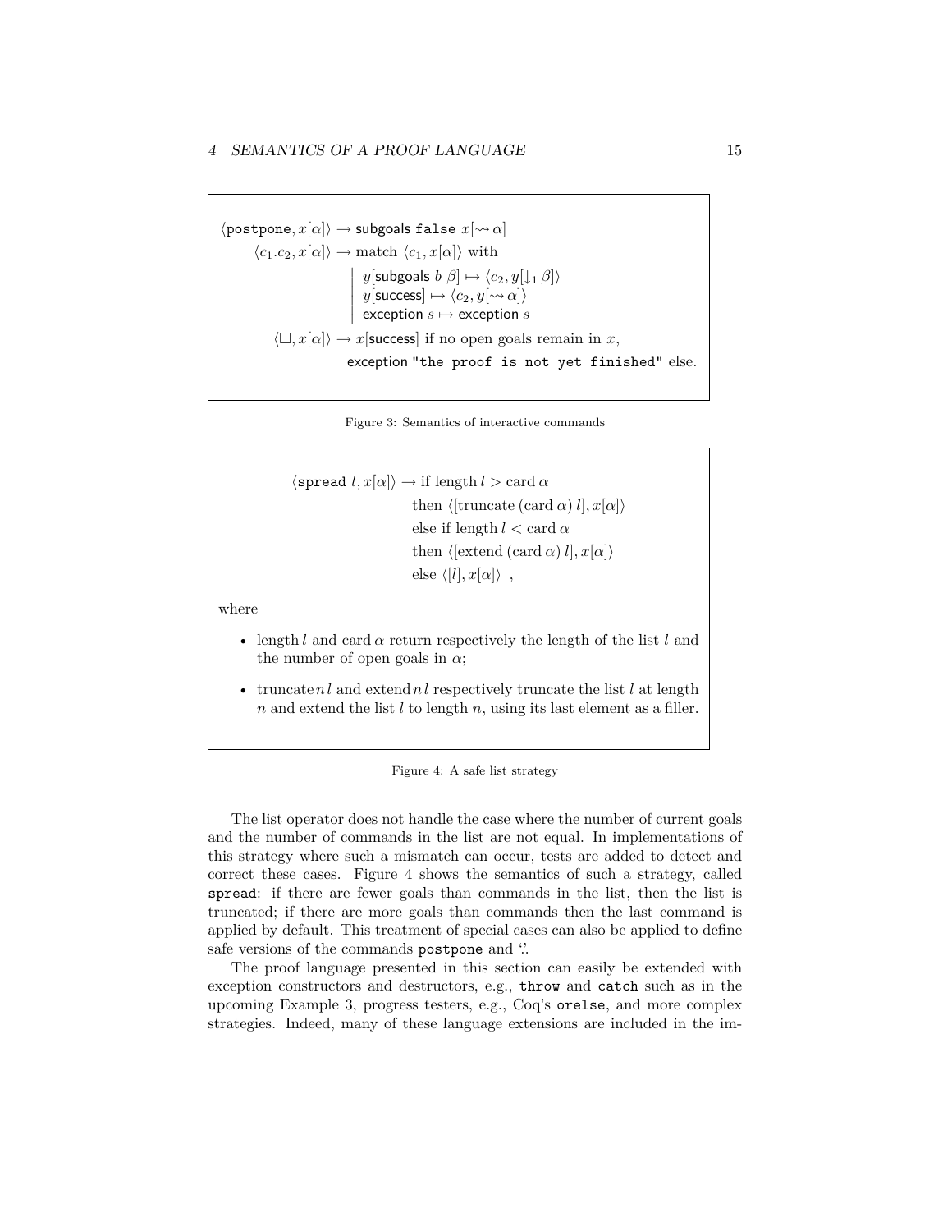$$\langle \texttt{postpone}, x[\alpha] \rangle \to \textsf{subgoals}\ \texttt{false}\ x[\rightsquigarrow \alpha]$$

$$\langle c_1.c_2, x[\alpha] \rangle \to \text{match } \langle c_1, x[\alpha] \rangle \text{ with}$$

$$\left|\begin{array}{l} y[\textsf{subgoals}\ b\ \beta] \mapsto \langle c_2, y[\downarrow_1 \beta] \rangle \\ y[\textsf{success}] \mapsto \langle c_2, y[\rightsquigarrow \alpha] \rangle \\ \textsf{exception}\ s \mapsto \textsf{exception}\ s \end{array}\right.$$

$$\langle \Box, x[\alpha] \rangle \to x[\textsf{success}] \text{ if no open goals remain in } x,$$

$$\textsf{exception}\ \texttt{"the proof is not yet finished"} \text{ else.}$$

Figure 3: Semantics of interactive commands

$$\begin{array}{rl} \langle \texttt{spread}\ l, x[\alpha] \rangle \to & \text{if length}\, l > \text{card}\, \alpha \\ & \text{then } \langle [\text{truncate}\, (\text{card}\, \alpha)\, l], x[\alpha] \rangle \\ & \text{else if length}\, l < \text{card}\, \alpha \\ & \text{then } \langle [\text{extend}\, (\text{card}\, \alpha)\, l], x[\alpha] \rangle \\ & \text{else } \langle [l], x[\alpha] \rangle \ , \end{array}$$

where

- length $l$ and card $\alpha$ return respectively the length of the list $l$ and the number of open goals in $\alpha$;
- truncate $n\, l$ and extend $n\, l$ respectively truncate the list $l$ at length $n$ and extend the list $l$ to length $n$, using its last element as a filler.

Figure 4: A safe list strategy

The list operator does not handle the case where the number of current goals and the number of commands in the list are not equal. In implementations of this strategy where such a mismatch can occur, tests are added to detect and correct these cases. Figure 4 shows the semantics of such a strategy, called `spread`: if there are fewer goals than commands in the list, then the list is truncated; if there are more goals than commands then the last command is applied by default. This treatment of special cases can also be applied to define safe versions of the commands `postpone` and '.'.

The proof language presented in this section can easily be extended with exception constructors and destructors, e.g., `throw` and `catch` such as in the upcoming Example 3, progress testers, e.g., Coq's `orelse`, and more complex strategies. Indeed, many of these language extensions are included in the im-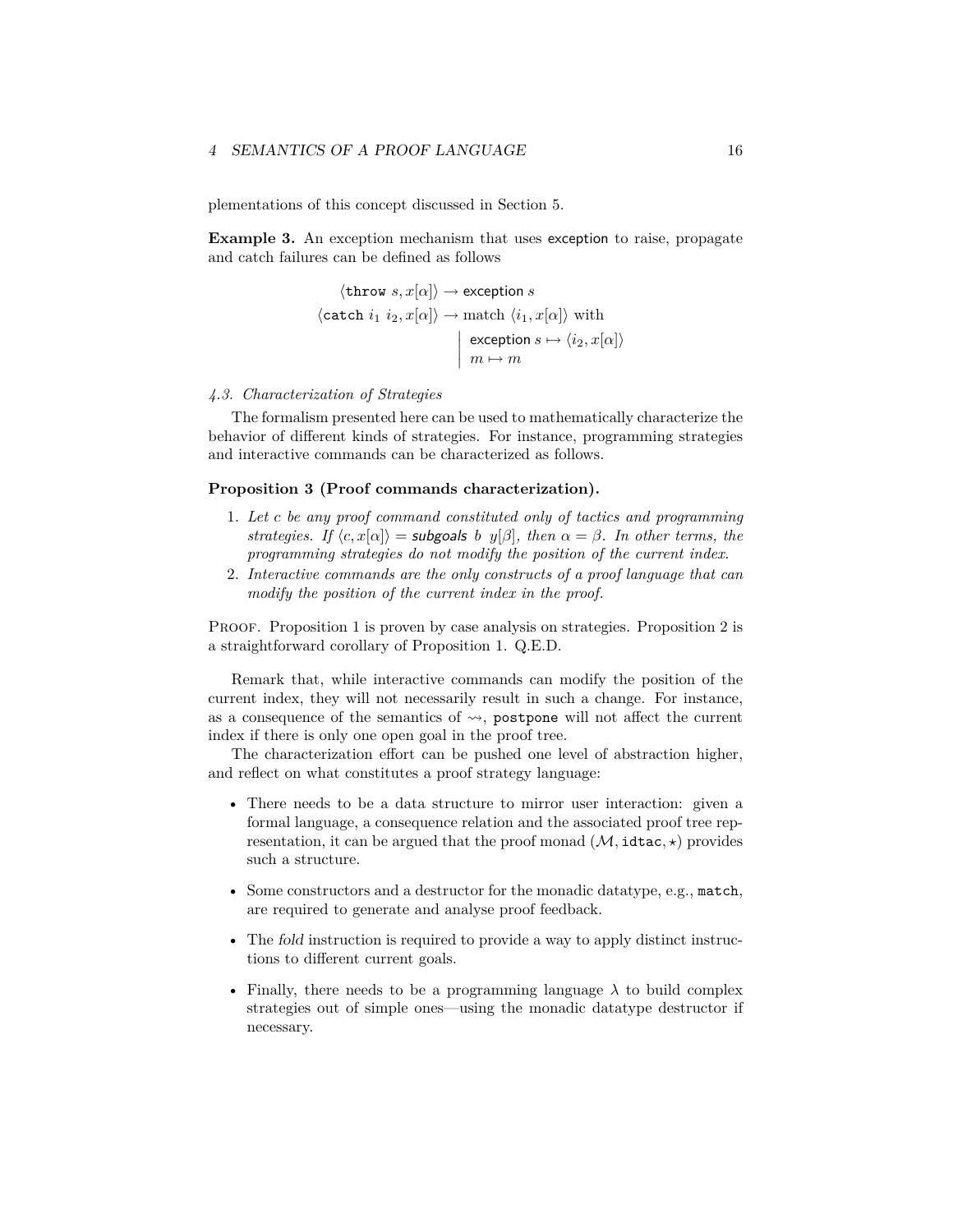plementations of this concept discussed in Section 5.

**Example 3.** An exception mechanism that uses exception to raise, propagate and catch failures can be defined as follows

$$
\begin{aligned}
\langle \texttt{throw}\ s, x[\alpha]\rangle &\rightarrow \mathsf{exception}\ s \\
\langle \texttt{catch}\ i_1\ i_2, x[\alpha]\rangle &\rightarrow \text{match } \langle i_1, x[\alpha]\rangle \text{ with} \\
&\quad \begin{array}{|l} \mathsf{exception}\ s \mapsto \langle i_2, x[\alpha]\rangle \\ m \mapsto m \end{array}
\end{aligned}
$$

*4.3. Characterization of Strategies*

The formalism presented here can be used to mathematically characterize the behavior of different kinds of strategies. For instance, programming strategies and interactive commands can be characterized as follows.

**Proposition 3 (Proof commands characterization).**

1. *Let c be any proof command constituted only of tactics and programming strategies. If $\langle c, x[\alpha]\rangle = \mathsf{subgoals}\ b\ y[\beta]$, then $\alpha = \beta$. In other terms, the programming strategies do not modify the position of the current index.*
2. *Interactive commands are the only constructs of a proof language that can modify the position of the current index in the proof.*

Proof. Proposition 1 is proven by case analysis on strategies. Proposition 2 is a straightforward corollary of Proposition 1. Q.E.D.

Remark that, while interactive commands can modify the position of the current index, they will not necessarily result in such a change. For instance, as a consequence of the semantics of $\rightsquigarrow$, `postpone` will not affect the current index if there is only one open goal in the proof tree.

The characterization effort can be pushed one level of abstraction higher, and reflect on what constitutes a proof strategy language:

- There needs to be a data structure to mirror user interaction: given a formal language, a consequence relation and the associated proof tree representation, it can be argued that the proof monad $(\mathcal{M}, \texttt{idtac}, \star)$ provides such a structure.
- Some constructors and a destructor for the monadic datatype, e.g., `match`, are required to generate and analyse proof feedback.
- The *fold* instruction is required to provide a way to apply distinct instructions to different current goals.
- Finally, there needs to be a programming language $\lambda$ to build complex strategies out of simple ones—using the monadic datatype destructor if necessary.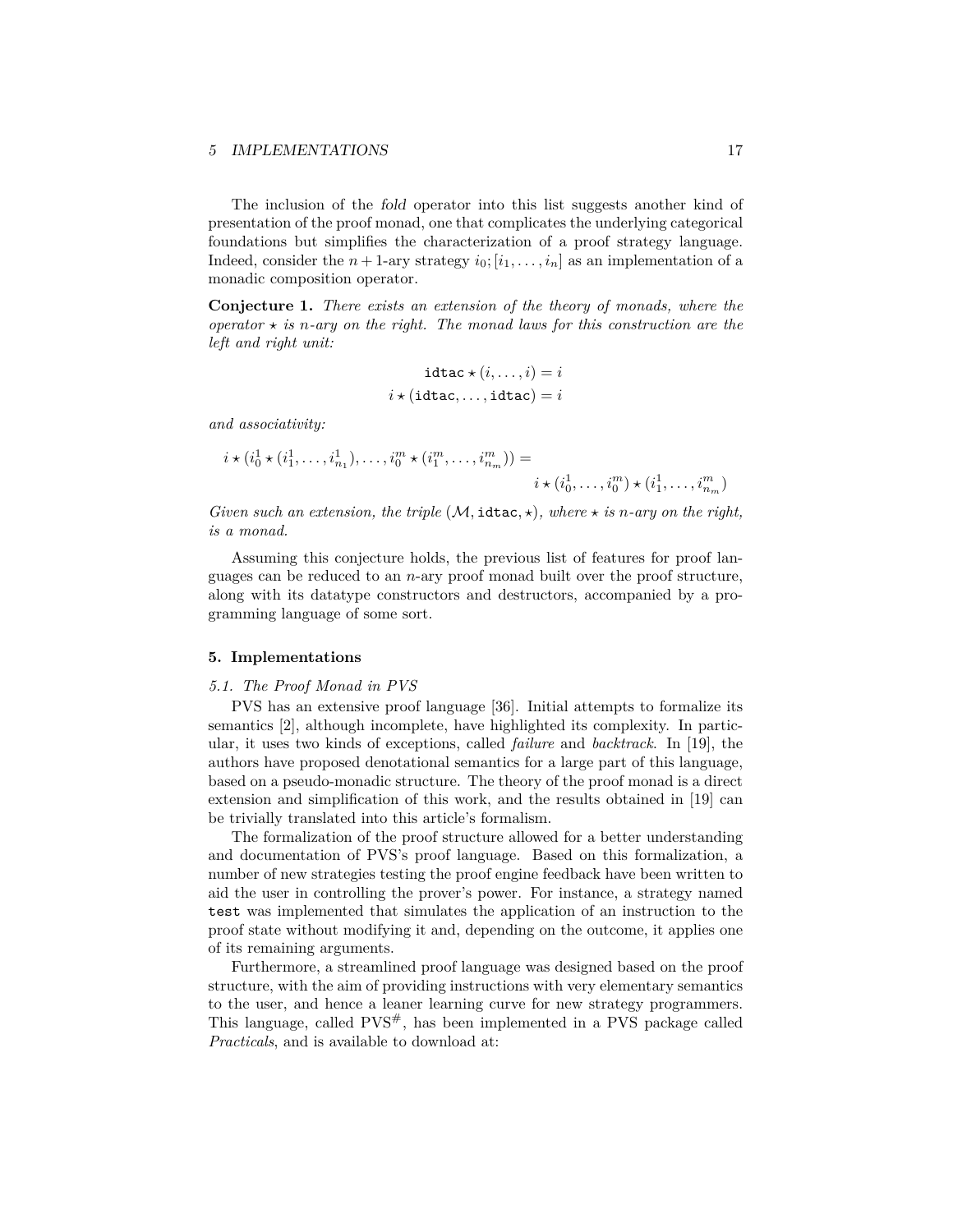The inclusion of the *fold* operator into this list suggests another kind of presentation of the proof monad, one that complicates the underlying categorical foundations but simplifies the characterization of a proof strategy language. Indeed, consider the $n+1$-ary strategy $i_0; [i_1, \ldots, i_n]$ as an implementation of a monadic composition operator.

**Conjecture 1.** *There exists an extension of the theory of monads, where the operator $\star$ is $n$-ary on the right. The monad laws for this construction are the left and right unit:*

$$\texttt{idtac} \star (i, \ldots, i) = i$$

$$i \star (\texttt{idtac}, \ldots, \texttt{idtac}) = i$$

*and associativity:*

$$i \star (i_0^1 \star (i_1^1, \ldots, i_{n_1}^1), \ldots, i_0^m \star (i_1^m, \ldots, i_{n_m}^m)) = i \star (i_0^1, \ldots, i_0^m) \star (i_1^1, \ldots, i_{n_m}^m)$$

*Given such an extension, the triple $(\mathcal{M}, \texttt{idtac}, \star)$, where $\star$ is $n$-ary on the right, is a monad.*

Assuming this conjecture holds, the previous list of features for proof languages can be reduced to an $n$-ary proof monad built over the proof structure, along with its datatype constructors and destructors, accompanied by a programming language of some sort.

## 5. Implementations

### 5.1. The Proof Monad in PVS

PVS has an extensive proof language [36]. Initial attempts to formalize its semantics [2], although incomplete, have highlighted its complexity. In particular, it uses two kinds of exceptions, called *failure* and *backtrack*. In [19], the authors have proposed denotational semantics for a large part of this language, based on a pseudo-monadic structure. The theory of the proof monad is a direct extension and simplification of this work, and the results obtained in [19] can be trivially translated into this article's formalism.

The formalization of the proof structure allowed for a better understanding and documentation of PVS's proof language. Based on this formalization, a number of new strategies testing the proof engine feedback have been written to aid the user in controlling the prover's power. For instance, a strategy named `test` was implemented that simulates the application of an instruction to the proof state without modifying it and, depending on the outcome, it applies one of its remaining arguments.

Furthermore, a streamlined proof language was designed based on the proof structure, with the aim of providing instructions with very elementary semantics to the user, and hence a leaner learning curve for new strategy programmers. This language, called PVS$^{\#}$, has been implemented in a PVS package called *Practicals*, and is available to download at: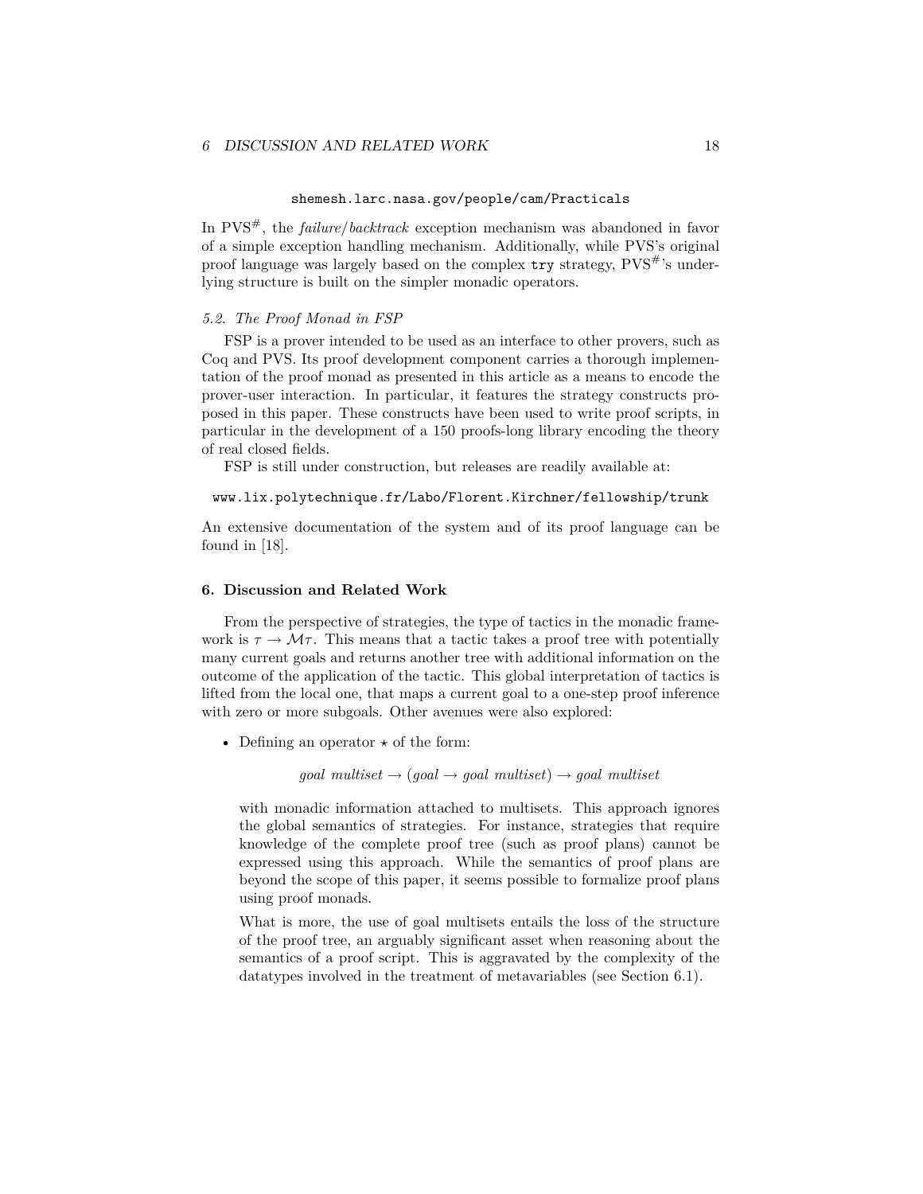shemesh.larc.nasa.gov/people/cam/Practicals

In PVS$^{\#}$, the *failure/backtrack* exception mechanism was abandoned in favor of a simple exception handling mechanism. Additionally, while PVS's original proof language was largely based on the complex `try` strategy, PVS$^{\#}$'s underlying structure is built on the simpler monadic operators.

### *5.2. The Proof Monad in FSP*

FSP is a prover intended to be used as an interface to other provers, such as Coq and PVS. Its proof development component carries a thorough implementation of the proof monad as presented in this article as a means to encode the prover-user interaction. In particular, it features the strategy constructs proposed in this paper. These constructs have been used to write proof scripts, in particular in the development of a 150 proofs-long library encoding the theory of real closed fields.

FSP is still under construction, but releases are readily available at:

www.lix.polytechnique.fr/Labo/Florent.Kirchner/fellowship/trunk

An extensive documentation of the system and of its proof language can be found in [18].

## 6. Discussion and Related Work

From the perspective of strategies, the type of tactics in the monadic framework is $\tau \to \mathcal{M}\tau$. This means that a tactic takes a proof tree with potentially many current goals and returns another tree with additional information on the outcome of the application of the tactic. This global interpretation of tactics is lifted from the local one, that maps a current goal to a one-step proof inference with zero or more subgoals. Other avenues were also explored:

- Defining an operator $\star$ of the form:

  $$goal\ multiset \to (goal \to goal\ multiset) \to goal\ multiset$$

  with monadic information attached to multisets. This approach ignores the global semantics of strategies. For instance, strategies that require knowledge of the complete proof tree (such as proof plans) cannot be expressed using this approach. While the semantics of proof plans are beyond the scope of this paper, it seems possible to formalize proof plans using proof monads.

  What is more, the use of goal multisets entails the loss of the structure of the proof tree, an arguably significant asset when reasoning about the semantics of a proof script. This is aggravated by the complexity of the datatypes involved in the treatment of metavariables (see Section 6.1).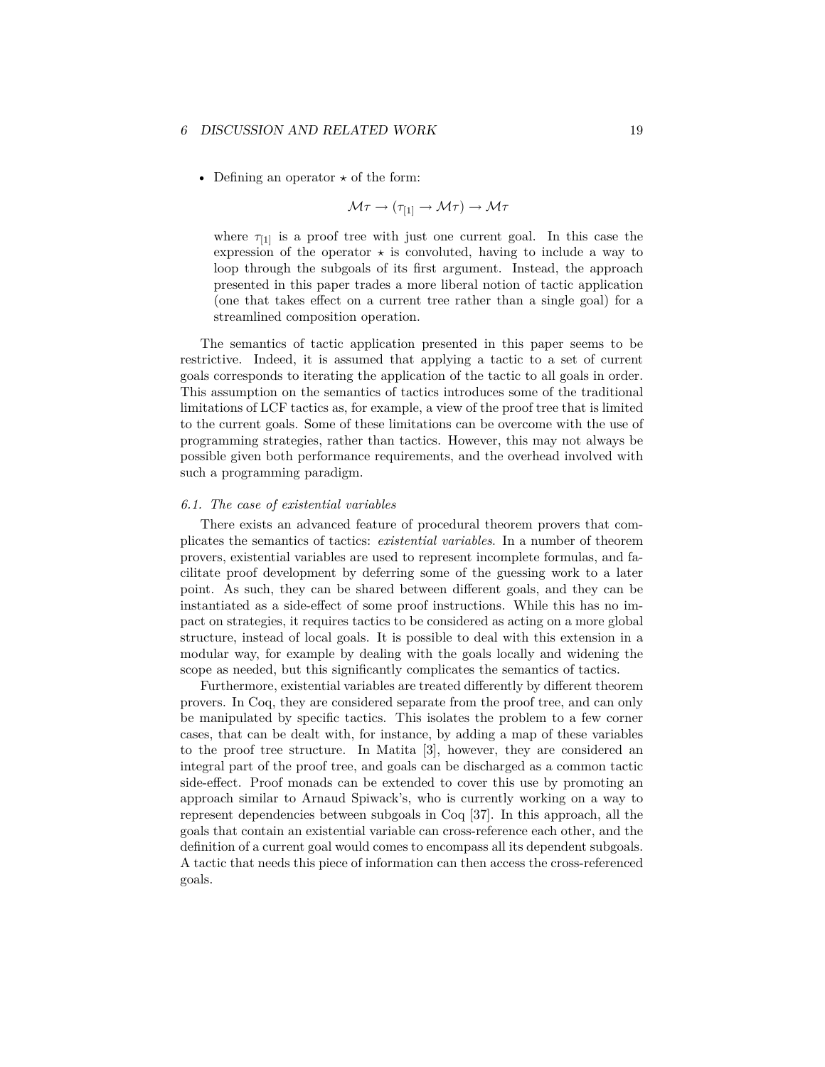- Defining an operator $\star$ of the form:

$$\mathcal{M}\tau \rightarrow (\tau_{[1]} \rightarrow \mathcal{M}\tau) \rightarrow \mathcal{M}\tau$$

  where $\tau_{[1]}$ is a proof tree with just one current goal. In this case the expression of the operator $\star$ is convoluted, having to include a way to loop through the subgoals of its first argument. Instead, the approach presented in this paper trades a more liberal notion of tactic application (one that takes effect on a current tree rather than a single goal) for a streamlined composition operation.

The semantics of tactic application presented in this paper seems to be restrictive. Indeed, it is assumed that applying a tactic to a set of current goals corresponds to iterating the application of the tactic to all goals in order. This assumption on the semantics of tactics introduces some of the traditional limitations of LCF tactics as, for example, a view of the proof tree that is limited to the current goals. Some of these limitations can be overcome with the use of programming strategies, rather than tactics. However, this may not always be possible given both performance requirements, and the overhead involved with such a programming paradigm.

### *6.1. The case of existential variables*

There exists an advanced feature of procedural theorem provers that complicates the semantics of tactics: *existential variables*. In a number of theorem provers, existential variables are used to represent incomplete formulas, and facilitate proof development by deferring some of the guessing work to a later point. As such, they can be shared between different goals, and they can be instantiated as a side-effect of some proof instructions. While this has no impact on strategies, it requires tactics to be considered as acting on a more global structure, instead of local goals. It is possible to deal with this extension in a modular way, for example by dealing with the goals locally and widening the scope as needed, but this significantly complicates the semantics of tactics.

Furthermore, existential variables are treated differently by different theorem provers. In Coq, they are considered separate from the proof tree, and can only be manipulated by specific tactics. This isolates the problem to a few corner cases, that can be dealt with, for instance, by adding a map of these variables to the proof tree structure. In Matita [3], however, they are considered an integral part of the proof tree, and goals can be discharged as a common tactic side-effect. Proof monads can be extended to cover this use by promoting an approach similar to Arnaud Spiwack's, who is currently working on a way to represent dependencies between subgoals in Coq [37]. In this approach, all the goals that contain an existential variable can cross-reference each other, and the definition of a current goal would comes to encompass all its dependent subgoals. A tactic that needs this piece of information can then access the cross-referenced goals.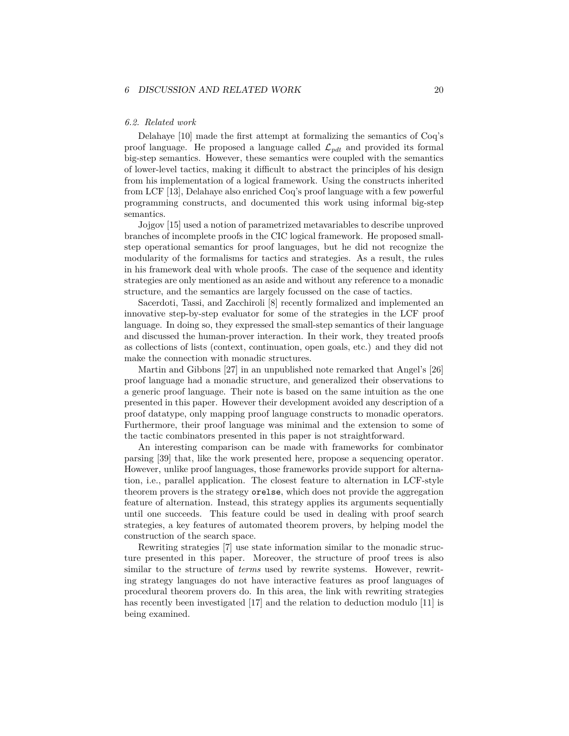### 6.2. Related work

Delahaye [10] made the first attempt at formalizing the semantics of Coq's proof language. He proposed a language called $\mathcal{L}_{pdt}$ and provided its formal big-step semantics. However, these semantics were coupled with the semantics of lower-level tactics, making it difficult to abstract the principles of his design from his implementation of a logical framework. Using the constructs inherited from LCF [13], Delahaye also enriched Coq's proof language with a few powerful programming constructs, and documented this work using informal big-step semantics.

Jojgov [15] used a notion of parametrized metavariables to describe unproved branches of incomplete proofs in the CIC logical framework. He proposed small-step operational semantics for proof languages, but he did not recognize the modularity of the formalisms for tactics and strategies. As a result, the rules in his framework deal with whole proofs. The case of the sequence and identity strategies are only mentioned as an aside and without any reference to a monadic structure, and the semantics are largely focussed on the case of tactics.

Sacerdoti, Tassi, and Zacchiroli [8] recently formalized and implemented an innovative step-by-step evaluator for some of the strategies in the LCF proof language. In doing so, they expressed the small-step semantics of their language and discussed the human-prover interaction. In their work, they treated proofs as collections of lists (context, continuation, open goals, etc.) and they did not make the connection with monadic structures.

Martin and Gibbons [27] in an unpublished note remarked that Angel's [26] proof language had a monadic structure, and generalized their observations to a generic proof language. Their note is based on the same intuition as the one presented in this paper. However their development avoided any description of a proof datatype, only mapping proof language constructs to monadic operators. Furthermore, their proof language was minimal and the extension to some of the tactic combinators presented in this paper is not straightforward.

An interesting comparison can be made with frameworks for combinator parsing [39] that, like the work presented here, propose a sequencing operator. However, unlike proof languages, those frameworks provide support for alternation, i.e., parallel application. The closest feature to alternation in LCF-style theorem provers is the strategy `orelse`, which does not provide the aggregation feature of alternation. Instead, this strategy applies its arguments sequentially until one succeeds. This feature could be used in dealing with proof search strategies, a key features of automated theorem provers, by helping model the construction of the search space.

Rewriting strategies [7] use state information similar to the monadic structure presented in this paper. Moreover, the structure of proof trees is also similar to the structure of *terms* used by rewrite systems. However, rewriting strategy languages do not have interactive features as proof languages of procedural theorem provers do. In this area, the link with rewriting strategies has recently been investigated [17] and the relation to deduction modulo [11] is being examined.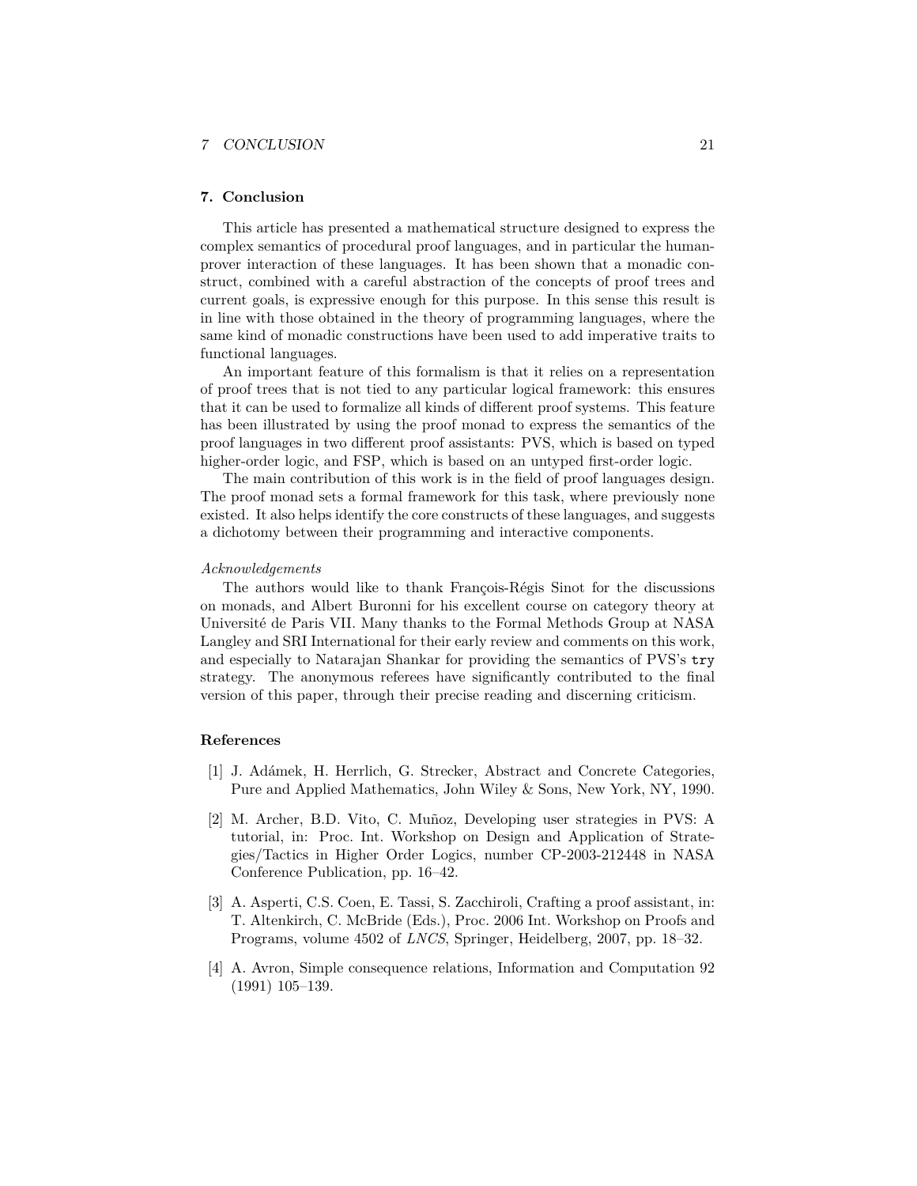## 7. Conclusion

This article has presented a mathematical structure designed to express the complex semantics of procedural proof languages, and in particular the human-prover interaction of these languages. It has been shown that a monadic construct, combined with a careful abstraction of the concepts of proof trees and current goals, is expressive enough for this purpose. In this sense this result is in line with those obtained in the theory of programming languages, where the same kind of monadic constructions have been used to add imperative traits to functional languages.

An important feature of this formalism is that it relies on a representation of proof trees that is not tied to any particular logical framework: this ensures that it can be used to formalize all kinds of different proof systems. This feature has been illustrated by using the proof monad to express the semantics of the proof languages in two different proof assistants: PVS, which is based on typed higher-order logic, and FSP, which is based on an untyped first-order logic.

The main contribution of this work is in the field of proof languages design. The proof monad sets a formal framework for this task, where previously none existed. It also helps identify the core constructs of these languages, and suggests a dichotomy between their programming and interactive components.

*Acknowledgements*

The authors would like to thank François-Régis Sinot for the discussions on monads, and Albert Buronni for his excellent course on category theory at Université de Paris VII. Many thanks to the Formal Methods Group at NASA Langley and SRI International for their early review and comments on this work, and especially to Natarajan Shankar for providing the semantics of PVS's `try` strategy. The anonymous referees have significantly contributed to the final version of this paper, through their precise reading and discerning criticism.

## References

[1] J. Adámek, H. Herrlich, G. Strecker, Abstract and Concrete Categories, Pure and Applied Mathematics, John Wiley & Sons, New York, NY, 1990.

[2] M. Archer, B.D. Vito, C. Muñoz, Developing user strategies in PVS: A tutorial, in: Proc. Int. Workshop on Design and Application of Strategies/Tactics in Higher Order Logics, number CP-2003-212448 in NASA Conference Publication, pp. 16–42.

[3] A. Asperti, C.S. Coen, E. Tassi, S. Zacchiroli, Crafting a proof assistant, in: T. Altenkirch, C. McBride (Eds.), Proc. 2006 Int. Workshop on Proofs and Programs, volume 4502 of *LNCS*, Springer, Heidelberg, 2007, pp. 18–32.

[4] A. Avron, Simple consequence relations, Information and Computation 92 (1991) 105–139.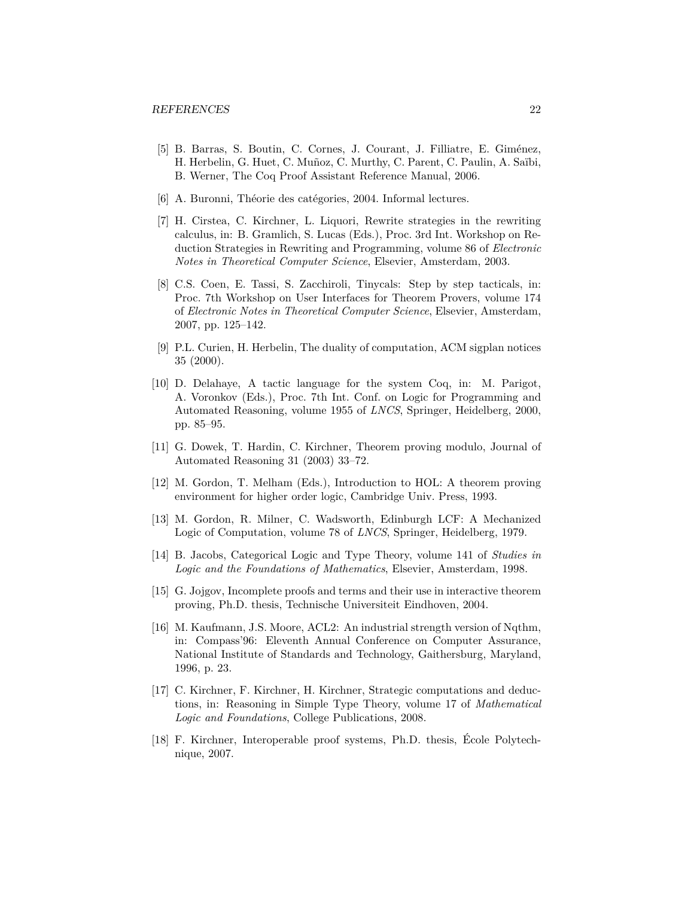[5] B. Barras, S. Boutin, C. Cornes, J. Courant, J. Filliatre, E. Giménez, H. Herbelin, G. Huet, C. Muñoz, C. Murthy, C. Parent, C. Paulin, A. Saïbi, B. Werner, The Coq Proof Assistant Reference Manual, 2006.

[6] A. Buronni, Théorie des catégories, 2004. Informal lectures.

[7] H. Cirstea, C. Kirchner, L. Liquori, Rewrite strategies in the rewriting calculus, in: B. Gramlich, S. Lucas (Eds.), Proc. 3rd Int. Workshop on Reduction Strategies in Rewriting and Programming, volume 86 of *Electronic Notes in Theoretical Computer Science*, Elsevier, Amsterdam, 2003.

[8] C.S. Coen, E. Tassi, S. Zacchiroli, Tinycals: Step by step tacticals, in: Proc. 7th Workshop on User Interfaces for Theorem Provers, volume 174 of *Electronic Notes in Theoretical Computer Science*, Elsevier, Amsterdam, 2007, pp. 125–142.

[9] P.L. Curien, H. Herbelin, The duality of computation, ACM sigplan notices 35 (2000).

[10] D. Delahaye, A tactic language for the system Coq, in: M. Parigot, A. Voronkov (Eds.), Proc. 7th Int. Conf. on Logic for Programming and Automated Reasoning, volume 1955 of *LNCS*, Springer, Heidelberg, 2000, pp. 85–95.

[11] G. Dowek, T. Hardin, C. Kirchner, Theorem proving modulo, Journal of Automated Reasoning 31 (2003) 33–72.

[12] M. Gordon, T. Melham (Eds.), Introduction to HOL: A theorem proving environment for higher order logic, Cambridge Univ. Press, 1993.

[13] M. Gordon, R. Milner, C. Wadsworth, Edinburgh LCF: A Mechanized Logic of Computation, volume 78 of *LNCS*, Springer, Heidelberg, 1979.

[14] B. Jacobs, Categorical Logic and Type Theory, volume 141 of *Studies in Logic and the Foundations of Mathematics*, Elsevier, Amsterdam, 1998.

[15] G. Jojgov, Incomplete proofs and terms and their use in interactive theorem proving, Ph.D. thesis, Technische Universiteit Eindhoven, 2004.

[16] M. Kaufmann, J.S. Moore, ACL2: An industrial strength version of Nqthm, in: Compass'96: Eleventh Annual Conference on Computer Assurance, National Institute of Standards and Technology, Gaithersburg, Maryland, 1996, p. 23.

[17] C. Kirchner, F. Kirchner, H. Kirchner, Strategic computations and deductions, in: Reasoning in Simple Type Theory, volume 17 of *Mathematical Logic and Foundations*, College Publications, 2008.

[18] F. Kirchner, Interoperable proof systems, Ph.D. thesis, École Polytechnique, 2007.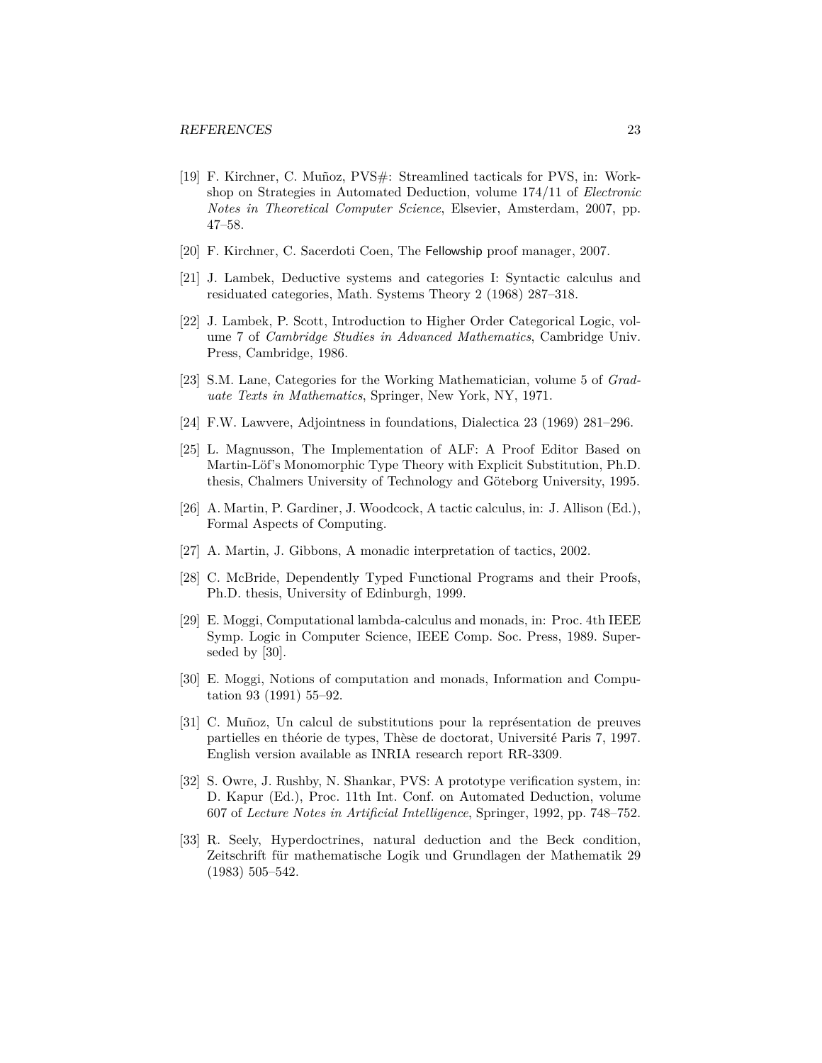[19] F. Kirchner, C. Muñoz, PVS#: Streamlined tacticals for PVS, in: Workshop on Strategies in Automated Deduction, volume 174/11 of *Electronic Notes in Theoretical Computer Science*, Elsevier, Amsterdam, 2007, pp. 47–58.

[20] F. Kirchner, C. Sacerdoti Coen, The Fellowship proof manager, 2007.

[21] J. Lambek, Deductive systems and categories I: Syntactic calculus and residuated categories, Math. Systems Theory 2 (1968) 287–318.

[22] J. Lambek, P. Scott, Introduction to Higher Order Categorical Logic, volume 7 of *Cambridge Studies in Advanced Mathematics*, Cambridge Univ. Press, Cambridge, 1986.

[23] S.M. Lane, Categories for the Working Mathematician, volume 5 of *Graduate Texts in Mathematics*, Springer, New York, NY, 1971.

[24] F.W. Lawvere, Adjointness in foundations, Dialectica 23 (1969) 281–296.

[25] L. Magnusson, The Implementation of ALF: A Proof Editor Based on Martin-Löf's Monomorphic Type Theory with Explicit Substitution, Ph.D. thesis, Chalmers University of Technology and Göteborg University, 1995.

[26] A. Martin, P. Gardiner, J. Woodcock, A tactic calculus, in: J. Allison (Ed.), Formal Aspects of Computing.

[27] A. Martin, J. Gibbons, A monadic interpretation of tactics, 2002.

[28] C. McBride, Dependently Typed Functional Programs and their Proofs, Ph.D. thesis, University of Edinburgh, 1999.

[29] E. Moggi, Computational lambda-calculus and monads, in: Proc. 4th IEEE Symp. Logic in Computer Science, IEEE Comp. Soc. Press, 1989. Superseded by [30].

[30] E. Moggi, Notions of computation and monads, Information and Computation 93 (1991) 55–92.

[31] C. Muñoz, Un calcul de substitutions pour la représentation de preuves partielles en théorie de types, Thèse de doctorat, Université Paris 7, 1997. English version available as INRIA research report RR-3309.

[32] S. Owre, J. Rushby, N. Shankar, PVS: A prototype verification system, in: D. Kapur (Ed.), Proc. 11th Int. Conf. on Automated Deduction, volume 607 of *Lecture Notes in Artificial Intelligence*, Springer, 1992, pp. 748–752.

[33] R. Seely, Hyperdoctrines, natural deduction and the Beck condition, Zeitschrift für mathematische Logik und Grundlagen der Mathematik 29 (1983) 505–542.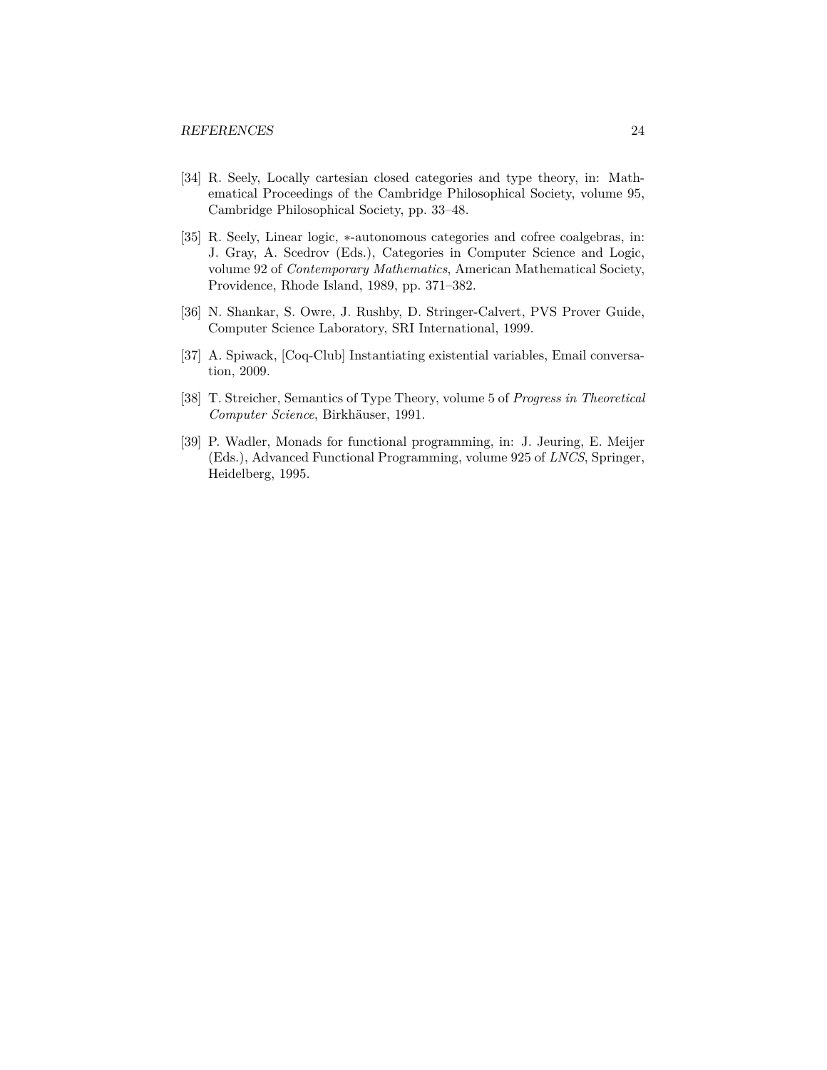[34] R. Seely, Locally cartesian closed categories and type theory, in: Mathematical Proceedings of the Cambridge Philosophical Society, volume 95, Cambridge Philosophical Society, pp. 33–48.

[35] R. Seely, Linear logic, $*$-autonomous categories and cofree coalgebras, in: J. Gray, A. Scedrov (Eds.), Categories in Computer Science and Logic, volume 92 of *Contemporary Mathematics*, American Mathematical Society, Providence, Rhode Island, 1989, pp. 371–382.

[36] N. Shankar, S. Owre, J. Rushby, D. Stringer-Calvert, PVS Prover Guide, Computer Science Laboratory, SRI International, 1999.

[37] A. Spiwack, [Coq-Club] Instantiating existential variables, Email conversation, 2009.

[38] T. Streicher, Semantics of Type Theory, volume 5 of *Progress in Theoretical Computer Science*, Birkhäuser, 1991.

[39] P. Wadler, Monads for functional programming, in: J. Jeuring, E. Meijer (Eds.), Advanced Functional Programming, volume 925 of *LNCS*, Springer, Heidelberg, 1995.